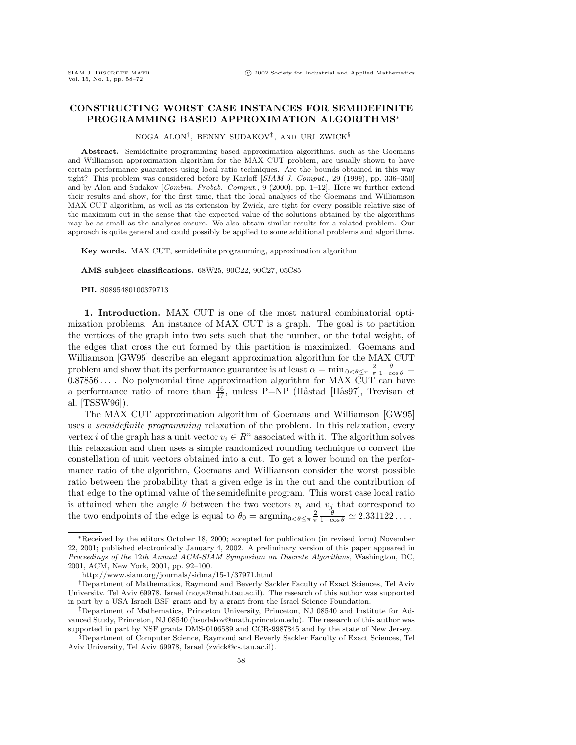# CONSTRUCTING WORST CASE INSTANCES FOR SEMIDEFINITE PROGRAMMING BASED APPROXIMATION ALGORITHMS*

NOGA ALON[†], BENNY SUDAKOV[‡], AND URI ZWICK[§]

**Abstract.** Semidefinite programming based approximation algorithms, such as the Goemans and Williamson approximation algorithm for the MAX CUT problem, are usually shown to have certain performance guarantees using local ratio techniques. Are the bounds obtained in this way tight? This problem was considered before by Karloff [*SIAM J. Comput.*, 29 (1999), pp. 336–350] and by Alon and Sudakov [*Combin. Probab. Comput.*, 9 (2000), pp. 1–12]. Here we further extend their results and show, for the first time, that the local analyses of the Goemans and Williamson MAX CUT algorithm, as well as its extension by Zwick, are tight for every possible relative size of the maximum cut in the sense that the expected value of the solutions obtained by the algorithms may be as small as the analyses ensure. We also obtain similar results for a related problem. Our approach is quite general and could possibly be applied to some additional problems and algorithms.

**Key words.** MAX CUT, semidefinite programming, approximation algorithm

**AMS subject classifications.** 68W25, 90C22, 90C27, 05C85

**PII.** S0895480100379713

**1. Introduction.** MAX CUT is one of the most natural combinatorial optimization problems. An instance of MAX CUT is a graph. The goal is to partition the vertices of the graph into two sets such that the number, or the total weight, of the edges that cross the cut formed by this partition is maximized. Goemans and Williamson [GW95] describe an elegant approximation algorithm for the MAX CUT problem and show that its performance guarantee is at least $\alpha = \min_{0<\theta\leq\pi} \frac{2}{\pi}\frac{\theta}{1-\cos\theta} = 0.87856\ldots$. No polynomial time approximation algorithm for MAX CUT can have a performance ratio of more than $\frac{16}{17}$, unless P=NP (Håstad [Hås97], Trevisan et al. [TSSW96]).

The MAX CUT approximation algorithm of Goemans and Williamson [GW95] uses a *semidefinite programming* relaxation of the problem. In this relaxation, every vertex $i$ of the graph has a unit vector $v_i \in R^n$ associated with it. The algorithm solves this relaxation and then uses a simple randomized rounding technique to convert the constellation of unit vectors obtained into a cut. To get a lower bound on the performance ratio of the algorithm, Goemans and Williamson consider the worst possible ratio between the probability that a given edge is in the cut and the contribution of that edge to the optimal value of the semidefinite program. This worst case local ratio is attained when the angle $\theta$ between the two vectors $v_i$ and $v_j$ that correspond to the two endpoints of the edge is equal to $\theta_0 = \text{argmin}_{0<\theta\leq\pi} \frac{2}{\pi}\frac{\theta}{1-\cos\theta} \simeq 2.331122\ldots$.

---

*Received by the editors October 18, 2000; accepted for publication (in revised form) November 22, 2001; published electronically January 4, 2002. A preliminary version of this paper appeared in *Proceedings of the* 12*th Annual ACM-SIAM Symposium on Discrete Algorithms,* Washington, DC, 2001, ACM, New York, 2001, pp. 92–100.

http://www.siam.org/journals/sidma/15-1/37971.html

[†]Department of Mathematics, Raymond and Beverly Sackler Faculty of Exact Sciences, Tel Aviv University, Tel Aviv 69978, Israel (noga@math.tau.ac.il). The research of this author was supported in part by a USA Israeli BSF grant and by a grant from the Israel Science Foundation.

[‡]Department of Mathematics, Princeton University, Princeton, NJ 08540 and Institute for Advanced Study, Princeton, NJ 08540 (bsudakov@math.princeton.edu). The research of this author was supported in part by NSF grants DMS-0106589 and CCR-9987845 and by the state of New Jersey.

[§]Department of Computer Science, Raymond and Beverly Sackler Faculty of Exact Sciences, Tel Aviv University, Tel Aviv 69978, Israel (zwick@cs.tau.ac.il).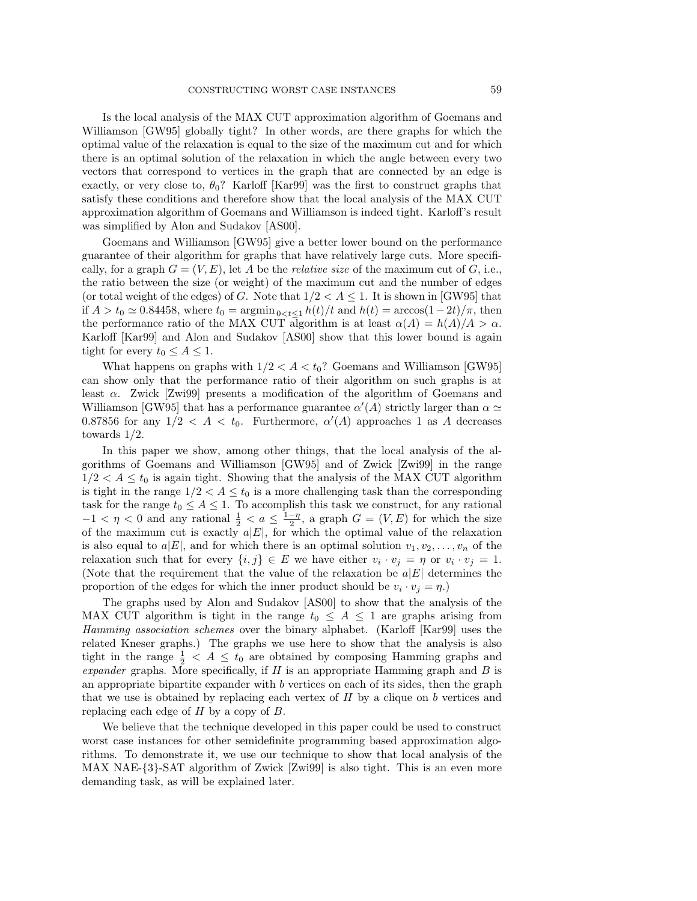Is the local analysis of the MAX CUT approximation algorithm of Goemans and Williamson [GW95] globally tight? In other words, are there graphs for which the optimal value of the relaxation is equal to the size of the maximum cut and for which there is an optimal solution of the relaxation in which the angle between every two vectors that correspond to vertices in the graph that are connected by an edge is exactly, or very close to, $\theta_0$? Karloff [Kar99] was the first to construct graphs that satisfy these conditions and therefore show that the local analysis of the MAX CUT approximation algorithm of Goemans and Williamson is indeed tight. Karloff's result was simplified by Alon and Sudakov [AS00].

Goemans and Williamson [GW95] give a better lower bound on the performance guarantee of their algorithm for graphs that have relatively large cuts. More specifically, for a graph $G = (V, E)$, let $A$ be the *relative size* of the maximum cut of $G$, i.e., the ratio between the size (or weight) of the maximum cut and the number of edges (or total weight of the edges) of $G$. Note that $1/2 < A \leq 1$. It is shown in [GW95] that if $A > t_0 \simeq 0.84458$, where $t_0 = \text{argmin}_{0<t\leq 1} h(t)/t$ and $h(t) = \arccos(1-2t)/\pi$, then the performance ratio of the MAX CUT algorithm is at least $\alpha(A) = h(A)/A > \alpha$. Karloff [Kar99] and Alon and Sudakov [AS00] show that this lower bound is again tight for every $t_0 \leq A \leq 1$.

What happens on graphs with $1/2 < A < t_0$? Goemans and Williamson [GW95] can show only that the performance ratio of their algorithm on such graphs is at least $\alpha$. Zwick [Zwi99] presents a modification of the algorithm of Goemans and Williamson [GW95] that has a performance guarantee $\alpha'(A)$ strictly larger than $\alpha \simeq 0.87856$ for any $1/2 < A < t_0$. Furthermore, $\alpha'(A)$ approaches 1 as $A$ decreases towards $1/2$.

In this paper we show, among other things, that the local analysis of the algorithms of Goemans and Williamson [GW95] and of Zwick [Zwi99] in the range $1/2 < A \leq t_0$ is again tight. Showing that the analysis of the MAX CUT algorithm is tight in the range $1/2 < A \leq t_0$ is a more challenging task than the corresponding task for the range $t_0 \leq A \leq 1$. To accomplish this task we construct, for any rational $-1 < \eta < 0$ and any rational $\frac{1}{2} < a \leq \frac{1-\eta}{2}$, a graph $G = (V, E)$ for which the size of the maximum cut is exactly $a|E|$, for which the optimal value of the relaxation is also equal to $a|E|$, and for which there is an optimal solution $v_1, v_2, \ldots, v_n$ of the relaxation such that for every $\{i, j\} \in E$ we have either $v_i \cdot v_j = \eta$ or $v_i \cdot v_j = 1$. (Note that the requirement that the value of the relaxation be $a|E|$ determines the proportion of the edges for which the inner product should be $v_i \cdot v_j = \eta$.)

The graphs used by Alon and Sudakov [AS00] to show that the analysis of the MAX CUT algorithm is tight in the range $t_0 \leq A \leq 1$ are graphs arising from *Hamming association schemes* over the binary alphabet. (Karloff [Kar99] uses the related Kneser graphs.) The graphs we use here to show that the analysis is also tight in the range $\frac{1}{2} < A \leq t_0$ are obtained by composing Hamming graphs and *expander* graphs. More specifically, if $H$ is an appropriate Hamming graph and $B$ is an appropriate bipartite expander with $b$ vertices on each of its sides, then the graph that we use is obtained by replacing each vertex of $H$ by a clique on $b$ vertices and replacing each edge of $H$ by a copy of $B$.

We believe that the technique developed in this paper could be used to construct worst case instances for other semidefinite programming based approximation algorithms. To demonstrate it, we use our technique to show that local analysis of the MAX NAE-{3}-SAT algorithm of Zwick [Zwi99] is also tight. This is an even more demanding task, as will be explained later.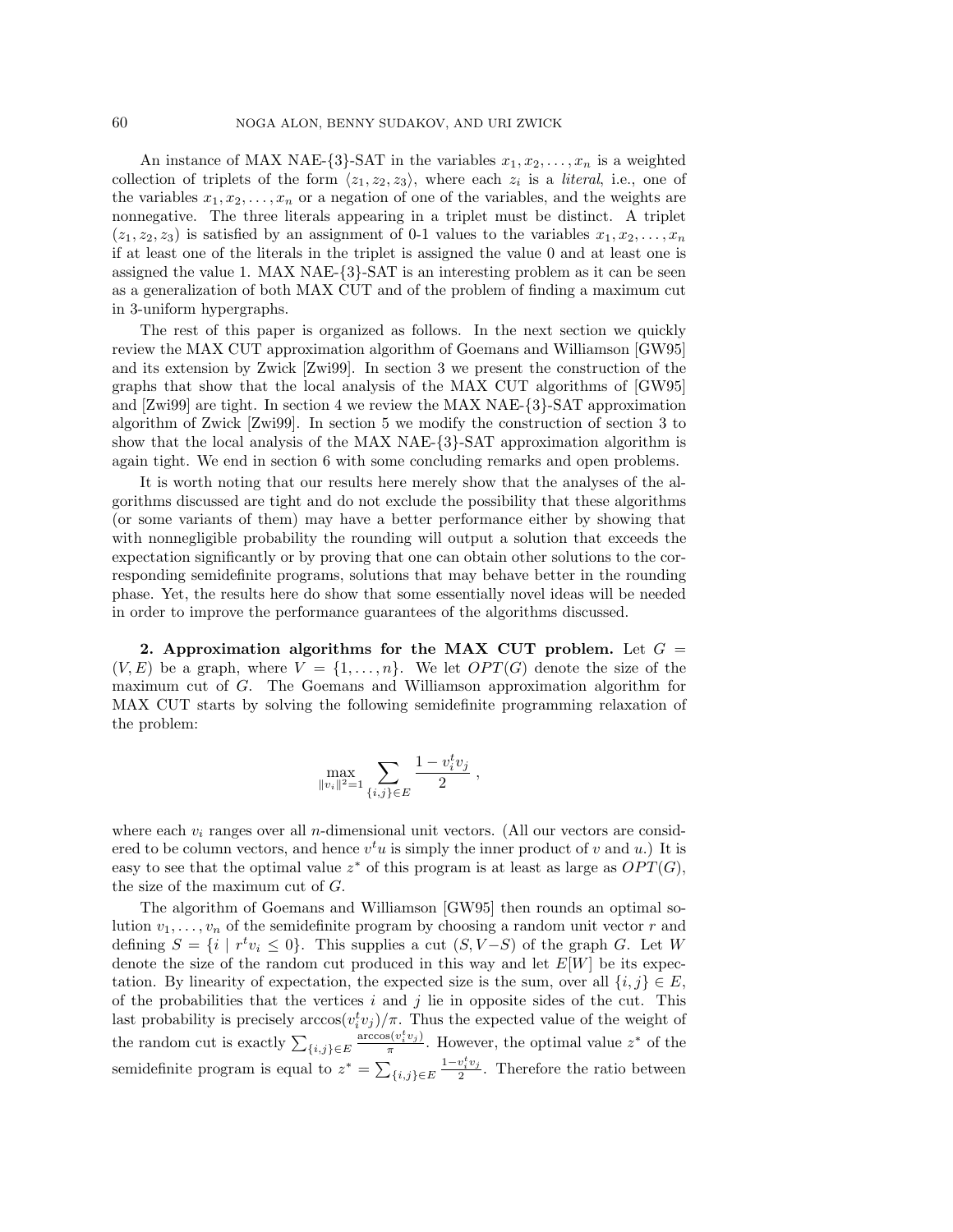An instance of MAX NAE-{3}-SAT in the variables $x_1, x_2, \ldots, x_n$ is a weighted collection of triplets of the form $\langle z_1, z_2, z_3 \rangle$, where each $z_i$ is a *literal*, i.e., one of the variables $x_1, x_2, \ldots, x_n$ or a negation of one of the variables, and the weights are nonnegative. The three literals appearing in a triplet must be distinct. A triplet $(z_1, z_2, z_3)$ is satisfied by an assignment of 0-1 values to the variables $x_1, x_2, \ldots, x_n$ if at least one of the literals in the triplet is assigned the value 0 and at least one is assigned the value 1. MAX NAE-{3}-SAT is an interesting problem as it can be seen as a generalization of both MAX CUT and of the problem of finding a maximum cut in 3-uniform hypergraphs.

The rest of this paper is organized as follows. In the next section we quickly review the MAX CUT approximation algorithm of Goemans and Williamson [GW95] and its extension by Zwick [Zwi99]. In section 3 we present the construction of the graphs that show that the local analysis of the MAX CUT algorithms of [GW95] and [Zwi99] are tight. In section 4 we review the MAX NAE-{3}-SAT approximation algorithm of Zwick [Zwi99]. In section 5 we modify the construction of section 3 to show that the local analysis of the MAX NAE-{3}-SAT approximation algorithm is again tight. We end in section 6 with some concluding remarks and open problems.

It is worth noting that our results here merely show that the analyses of the algorithms discussed are tight and do not exclude the possibility that these algorithms (or some variants of them) may have a better performance either by showing that with nonnegligible probability the rounding will output a solution that exceeds the expectation significantly or by proving that one can obtain other solutions to the corresponding semidefinite programs, solutions that may behave better in the rounding phase. Yet, the results here do show that some essentially novel ideas will be needed in order to improve the performance guarantees of the algorithms discussed.

**2. Approximation algorithms for the MAX CUT problem.** Let $G = (V, E)$ be a graph, where $V = \{1, \ldots, n\}$. We let $OPT(G)$ denote the size of the maximum cut of $G$. The Goemans and Williamson approximation algorithm for MAX CUT starts by solving the following semidefinite programming relaxation of the problem:

$$\max_{\|v_i\|^2=1} \sum_{\{i,j\} \in E} \frac{1 - v_i^t v_j}{2} ,$$

where each $v_i$ ranges over all $n$-dimensional unit vectors. (All our vectors are considered to be column vectors, and hence $v^t u$ is simply the inner product of $v$ and $u$.) It is easy to see that the optimal value $z^*$ of this program is at least as large as $OPT(G)$, the size of the maximum cut of $G$.

The algorithm of Goemans and Williamson [GW95] then rounds an optimal solution $v_1, \ldots, v_n$ of the semidefinite program by choosing a random unit vector $r$ and defining $S = \{i \mid r^t v_i \leq 0\}$. This supplies a cut $(S, V - S)$ of the graph $G$. Let $W$ denote the size of the random cut produced in this way and let $E[W]$ be its expectation. By linearity of expectation, the expected size is the sum, over all $\{i, j\} \in E$, of the probabilities that the vertices $i$ and $j$ lie in opposite sides of the cut. This last probability is precisely $\arccos(v_i^t v_j)/\pi$. Thus the expected value of the weight of the random cut is exactly $\sum_{\{i,j\} \in E} \frac{\arccos(v_i^t v_j)}{\pi}$. However, the optimal value $z^*$ of the semidefinite program is equal to $z^* = \sum_{\{i,j\} \in E} \frac{1 - v_i^t v_j}{2}$. Therefore the ratio between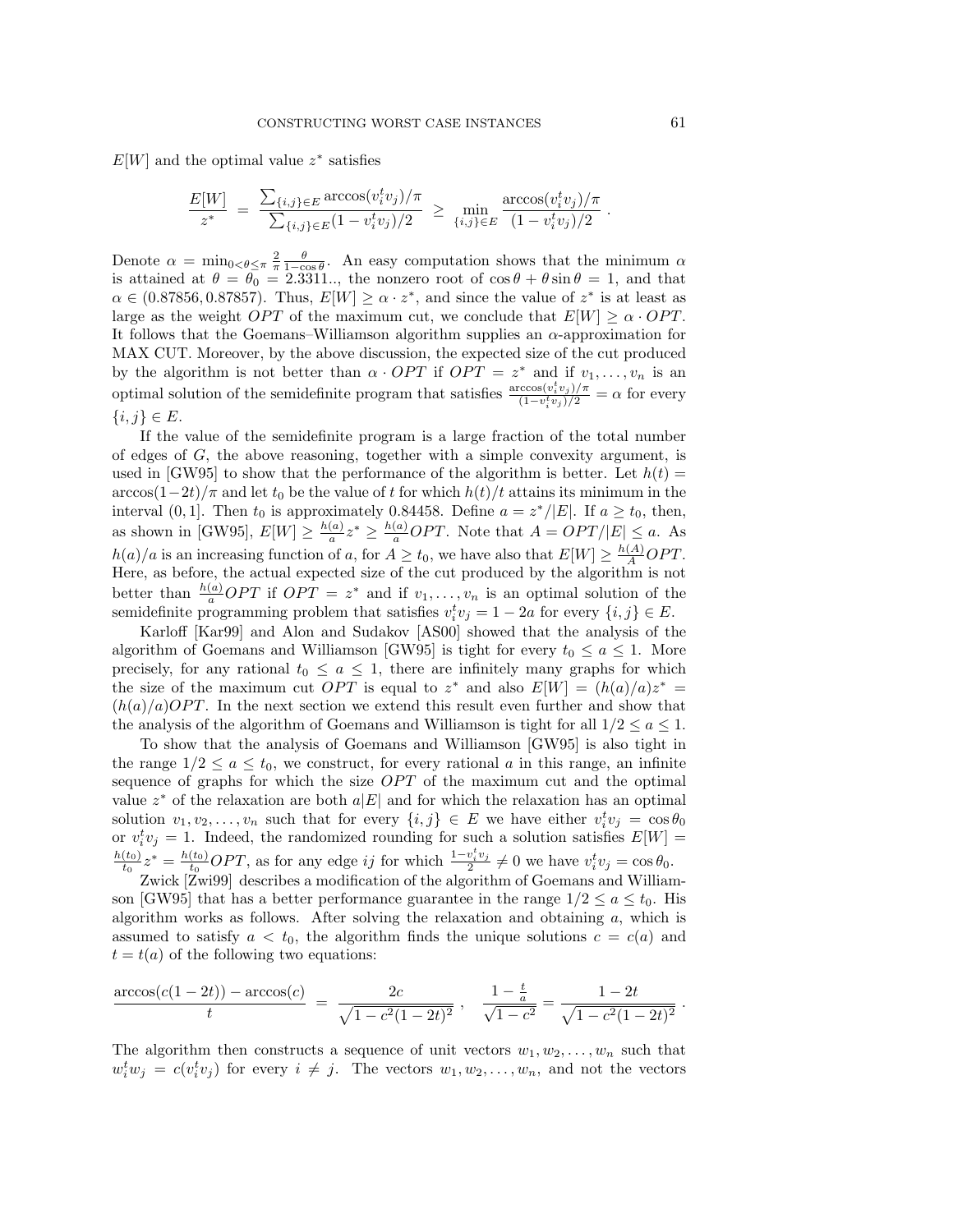$E[W]$ and the optimal value $z^*$ satisfies

$$\frac{E[W]}{z^*} \;=\; \frac{\sum_{\{i,j\}\in E} \arccos(v_i^t v_j)/\pi}{\sum_{\{i,j\}\in E}(1-v_i^t v_j)/2} \;\geq\; \min_{\{i,j\}\in E} \frac{\arccos(v_i^t v_j)/\pi}{(1-v_i^t v_j)/2}\;.$$

Denote $\alpha = \min_{0<\theta\leq\pi} \frac{2}{\pi}\frac{\theta}{1-\cos\theta}$. An easy computation shows that the minimum $\alpha$ is attained at $\theta = \theta_0 = 2.3311..$, the nonzero root of $\cos\theta + \theta\sin\theta = 1$, and that $\alpha \in (0.87856, 0.87857)$. Thus, $E[W] \geq \alpha \cdot z^*$, and since the value of $z^*$ is at least as large as the weight $OPT$ of the maximum cut, we conclude that $E[W] \geq \alpha \cdot OPT$. It follows that the Goemans–Williamson algorithm supplies an $\alpha$-approximation for MAX CUT. Moreover, by the above discussion, the expected size of the cut produced by the algorithm is not better than $\alpha \cdot OPT$ if $OPT = z^*$ and if $v_1, \ldots, v_n$ is an optimal solution of the semidefinite program that satisfies $\frac{\arccos(v_i^t v_j)/\pi}{(1-v_i^t v_j)/2} = \alpha$ for every $\{i,j\} \in E$.

If the value of the semidefinite program is a large fraction of the total number of edges of $G$, the above reasoning, together with a simple convexity argument, is used in [GW95] to show that the performance of the algorithm is better. Let $h(t) = \arccos(1-2t)/\pi$ and let $t_0$ be the value of $t$ for which $h(t)/t$ attains its minimum in the interval $(0,1]$. Then $t_0$ is approximately $0.84458$. Define $a = z^*/|E|$. If $a \geq t_0$, then, as shown in [GW95], $E[W] \geq \frac{h(a)}{a} z^* \geq \frac{h(a)}{a} OPT$. Note that $A = OPT/|E| \leq a$. As $h(a)/a$ is an increasing function of $a$, for $A \geq t_0$, we have also that $E[W] \geq \frac{h(A)}{A} OPT$. Here, as before, the actual expected size of the cut produced by the algorithm is not better than $\frac{h(a)}{a} OPT$ if $OPT = z^*$ and if $v_1, \ldots, v_n$ is an optimal solution of the semidefinite programming problem that satisfies $v_i^t v_j = 1 - 2a$ for every $\{i,j\} \in E$.

Karloff [Kar99] and Alon and Sudakov [AS00] showed that the analysis of the algorithm of Goemans and Williamson [GW95] is tight for every $t_0 \leq a \leq 1$. More precisely, for any rational $t_0 \leq a \leq 1$, there are infinitely many graphs for which the size of the maximum cut $OPT$ is equal to $z^*$ and also $E[W] = (h(a)/a)z^* = (h(a)/a)OPT$. In the next section we extend this result even further and show that the analysis of the algorithm of Goemans and Williamson is tight for all $1/2 \leq a \leq 1$.

To show that the analysis of Goemans and Williamson [GW95] is also tight in the range $1/2 \leq a \leq t_0$, we construct, for every rational $a$ in this range, an infinite sequence of graphs for which the size $OPT$ of the maximum cut and the optimal value $z^*$ of the relaxation are both $a|E|$ and for which the relaxation has an optimal solution $v_1, v_2, \ldots, v_n$ such that for every $\{i,j\} \in E$ we have either $v_i^t v_j = \cos\theta_0$ or $v_i^t v_j = 1$. Indeed, the randomized rounding for such a solution satisfies $E[W] = \frac{h(t_0)}{t_0} z^* = \frac{h(t_0)}{t_0} OPT$, as for any edge $ij$ for which $\frac{1-v_i^t v_j}{2} \neq 0$ we have $v_i^t v_j = \cos\theta_0$.

Zwick [Zwi99] describes a modification of the algorithm of Goemans and Williamson [GW95] that has a better performance guarantee in the range $1/2 \leq a \leq t_0$. His algorithm works as follows. After solving the relaxation and obtaining $a$, which is assumed to satisfy $a < t_0$, the algorithm finds the unique solutions $c = c(a)$ and $t = t(a)$ of the following two equations:

$$\frac{\arccos(c(1-2t)) - \arccos(c)}{t} \;=\; \frac{2c}{\sqrt{1-c^2(1-2t)^2}}\;, \quad \frac{1-\frac{t}{a}}{\sqrt{1-c^2}} = \frac{1-2t}{\sqrt{1-c^2(1-2t)^2}}\;.$$

The algorithm then constructs a sequence of unit vectors $w_1, w_2, \ldots, w_n$ such that $w_i^t w_j = c(v_i^t v_j)$ for every $i \neq j$. The vectors $w_1, w_2, \ldots, w_n$, and not the vectors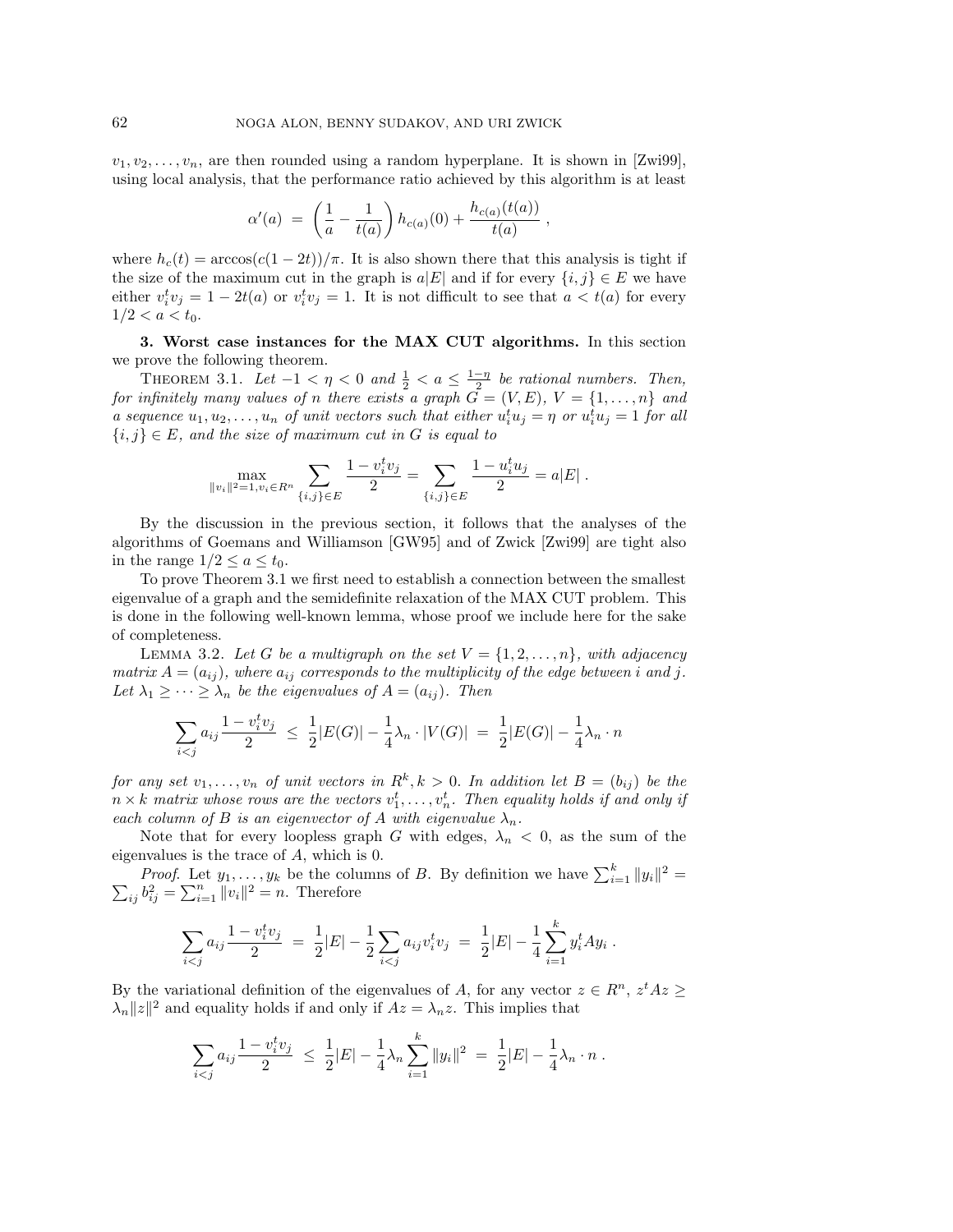$v_1, v_2, \ldots, v_n$, are then rounded using a random hyperplane. It is shown in [Zwi99], using local analysis, that the performance ratio achieved by this algorithm is at least

$$\alpha'(a) \;=\; \left(\frac{1}{a} - \frac{1}{t(a)}\right) h_{c(a)}(0) + \frac{h_{c(a)}(t(a))}{t(a)} \;,$$

where $h_c(t) = \arccos(c(1-2t))/\pi$. It is also shown there that this analysis is tight if the size of the maximum cut in the graph is $a|E|$ and if for every $\{i,j\} \in E$ we have either $v_i^t v_j = 1 - 2t(a)$ or $v_i^t v_j = 1$. It is not difficult to see that $a < t(a)$ for every $1/2 < a < t_0$.

**3. Worst case instances for the MAX CUT algorithms.** In this section we prove the following theorem.

Theorem 3.1. *Let $-1 < \eta < 0$ and $\frac{1}{2} < a \le \frac{1-\eta}{2}$ be rational numbers. Then, for infinitely many values of $n$ there exists a graph $G = (V, E)$, $V = \{1, \ldots, n\}$ and a sequence $u_1, u_2, \ldots, u_n$ of unit vectors such that either $u_i^t u_j = \eta$ or $u_i^t u_j = 1$ for all $\{i, j\} \in E$, and the size of maximum cut in $G$ is equal to*

$$\max_{\|v_i\|^2=1, v_i \in R^n} \sum_{\{i,j\}\in E} \frac{1 - v_i^t v_j}{2} = \sum_{\{i,j\}\in E} \frac{1 - u_i^t u_j}{2} = a|E| \;.$$

By the discussion in the previous section, it follows that the analyses of the algorithms of Goemans and Williamson [GW95] and of Zwick [Zwi99] are tight also in the range $1/2 \le a \le t_0$.

To prove Theorem 3.1 we first need to establish a connection between the smallest eigenvalue of a graph and the semidefinite relaxation of the MAX CUT problem. This is done in the following well-known lemma, whose proof we include here for the sake of completeness.

Lemma 3.2. *Let $G$ be a multigraph on the set $V = \{1, 2, \ldots, n\}$, with adjacency matrix $A = (a_{ij})$, where $a_{ij}$ corresponds to the multiplicity of the edge between $i$ and $j$. Let $\lambda_1 \ge \cdots \ge \lambda_n$ be the eigenvalues of $A = (a_{ij})$. Then*

$$\sum_{i<j} a_{ij} \frac{1 - v_i^t v_j}{2} \;\le\; \frac{1}{2}|E(G)| - \frac{1}{4}\lambda_n \cdot |V(G)| \;=\; \frac{1}{2}|E(G)| - \frac{1}{4}\lambda_n \cdot n$$

*for any set $v_1, \ldots, v_n$ of unit vectors in $R^k, k > 0$. In addition let $B = (b_{ij})$ be the $n \times k$ matrix whose rows are the vectors $v_1^t, \ldots, v_n^t$. Then equality holds if and only if each column of $B$ is an eigenvector of $A$ with eigenvalue $\lambda_n$.*

Note that for every loopless graph $G$ with edges, $\lambda_n < 0$, as the sum of the eigenvalues is the trace of $A$, which is 0.

*Proof*. Let $y_1, \ldots, y_k$ be the columns of $B$. By definition we have $\sum_{i=1}^k \|y_i\|^2 = \sum_{ij} b_{ij}^2 = \sum_{i=1}^n \|v_i\|^2 = n$. Therefore

$$\sum_{i<j} a_{ij} \frac{1 - v_i^t v_j}{2} \;=\; \frac{1}{2}|E| - \frac{1}{2}\sum_{i<j} a_{ij} v_i^t v_j \;=\; \frac{1}{2}|E| - \frac{1}{4}\sum_{i=1}^k y_i^t A y_i \;.$$

By the variational definition of the eigenvalues of $A$, for any vector $z \in R^n$, $z^t A z \ge \lambda_n \|z\|^2$ and equality holds if and only if $Az = \lambda_n z$. This implies that

$$\sum_{i<j} a_{ij} \frac{1 - v_i^t v_j}{2} \;\le\; \frac{1}{2}|E| - \frac{1}{4}\lambda_n \sum_{i=1}^k \|y_i\|^2 \;=\; \frac{1}{2}|E| - \frac{1}{4}\lambda_n \cdot n \;.$$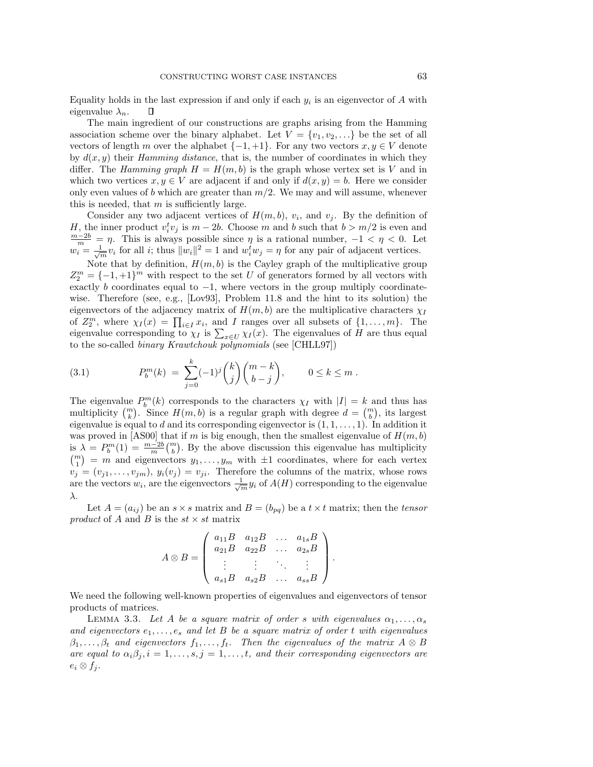Equality holds in the last expression if and only if each $y_i$ is an eigenvector of $A$ with eigenvalue $\lambda_n$. $\square$

The main ingredient of our constructions are graphs arising from the Hamming association scheme over the binary alphabet. Let $V = \{v_1, v_2, \ldots\}$ be the set of all vectors of length $m$ over the alphabet $\{-1, +1\}$. For any two vectors $x, y \in V$ denote by $d(x, y)$ their *Hamming distance*, that is, the number of coordinates in which they differ. The *Hamming graph* $H = H(m, b)$ is the graph whose vertex set is $V$ and in which two vertices $x, y \in V$ are adjacent if and only if $d(x, y) = b$. Here we consider only even values of $b$ which are greater than $m/2$. We may and will assume, whenever this is needed, that $m$ is sufficiently large.

Consider any two adjacent vertices of $H(m, b)$, $v_i$, and $v_j$. By the definition of $H$, the inner product $v_i^t v_j$ is $m - 2b$. Choose $m$ and $b$ such that $b > m/2$ is even and $\frac{m-2b}{m} = \eta$. This is always possible since $\eta$ is a rational number, $-1 < \eta < 0$. Let $w_i = \frac{1}{\sqrt{m}} v_i$ for all $i$; thus $\|w_i\|^2 = 1$ and $w_i^t w_j = \eta$ for any pair of adjacent vertices.

Note that by definition, $H(m, b)$ is the Cayley graph of the multiplicative group $Z_2^m = \{-1, +1\}^m$ with respect to the set $U$ of generators formed by all vectors with exactly $b$ coordinates equal to $-1$, where vectors in the group multiply coordinatewise. Therefore (see, e.g., [Lov93], Problem 11.8 and the hint to its solution) the eigenvectors of the adjacency matrix of $H(m, b)$ are the multiplicative characters $\chi_I$ of $Z_2^m$, where $\chi_I(x) = \prod_{i \in I} x_i$, and $I$ ranges over all subsets of $\{1, \ldots, m\}$. The eigenvalue corresponding to $\chi_I$ is $\sum_{x \in U} \chi_I(x)$. The eigenvalues of $H$ are thus equal to the so-called *binary Krawtchouk polynomials* (see [CHLL97])

$$P_b^m(k) = \sum_{j=0}^{k} (-1)^j \binom{k}{j} \binom{m-k}{b-j}, \qquad 0 \le k \le m \,. \tag{3.1}$$

The eigenvalue $P_b^m(k)$ corresponds to the characters $\chi_I$ with $|I| = k$ and thus has multiplicity $\binom{m}{k}$. Since $H(m, b)$ is a regular graph with degree $d = \binom{m}{b}$, its largest eigenvalue is equal to $d$ and its corresponding eigenvector is $(1, 1, \ldots, 1)$. In addition it was proved in [AS00] that if $m$ is big enough, then the smallest eigenvalue of $H(m, b)$ is $\lambda = P_b^m(1) = \frac{m-2b}{m}\binom{m}{b}$. By the above discussion this eigenvalue has multiplicity $\binom{m}{1} = m$ and eigenvectors $y_1, \ldots, y_m$ with $\pm 1$ coordinates, where for each vertex $v_j = (v_{j1}, \ldots, v_{jm})$, $y_i(v_j) = v_{ji}$. Therefore the columns of the matrix, whose rows are the vectors $w_i$, are the eigenvectors $\frac{1}{\sqrt{m}} y_i$ of $A(H)$ corresponding to the eigenvalue $\lambda$.

Let $A = (a_{ij})$ be an $s \times s$ matrix and $B = (b_{pq})$ be a $t \times t$ matrix; then the *tensor product* of $A$ and $B$ is the $st \times st$ matrix

$$A \otimes B = \begin{pmatrix} a_{11}B & a_{12}B & \ldots & a_{1s}B \\ a_{21}B & a_{22}B & \ldots & a_{2s}B \\ \vdots & \vdots & \ddots & \vdots \\ a_{s1}B & a_{s2}B & \ldots & a_{ss}B \end{pmatrix}.$$

We need the following well-known properties of eigenvalues and eigenvectors of tensor products of matrices.

Lemma 3.3. *Let $A$ be a square matrix of order $s$ with eigenvalues $\alpha_1, \ldots, \alpha_s$ and eigenvectors $e_1, \ldots, e_s$ and let $B$ be a square matrix of order $t$ with eigenvalues $\beta_1, \ldots, \beta_t$ and eigenvectors $f_1, \ldots, f_t$. Then the eigenvalues of the matrix $A \otimes B$ are equal to $\alpha_i \beta_j, i = 1, \ldots, s, j = 1, \ldots, t$, and their corresponding eigenvectors are $e_i \otimes f_j$.*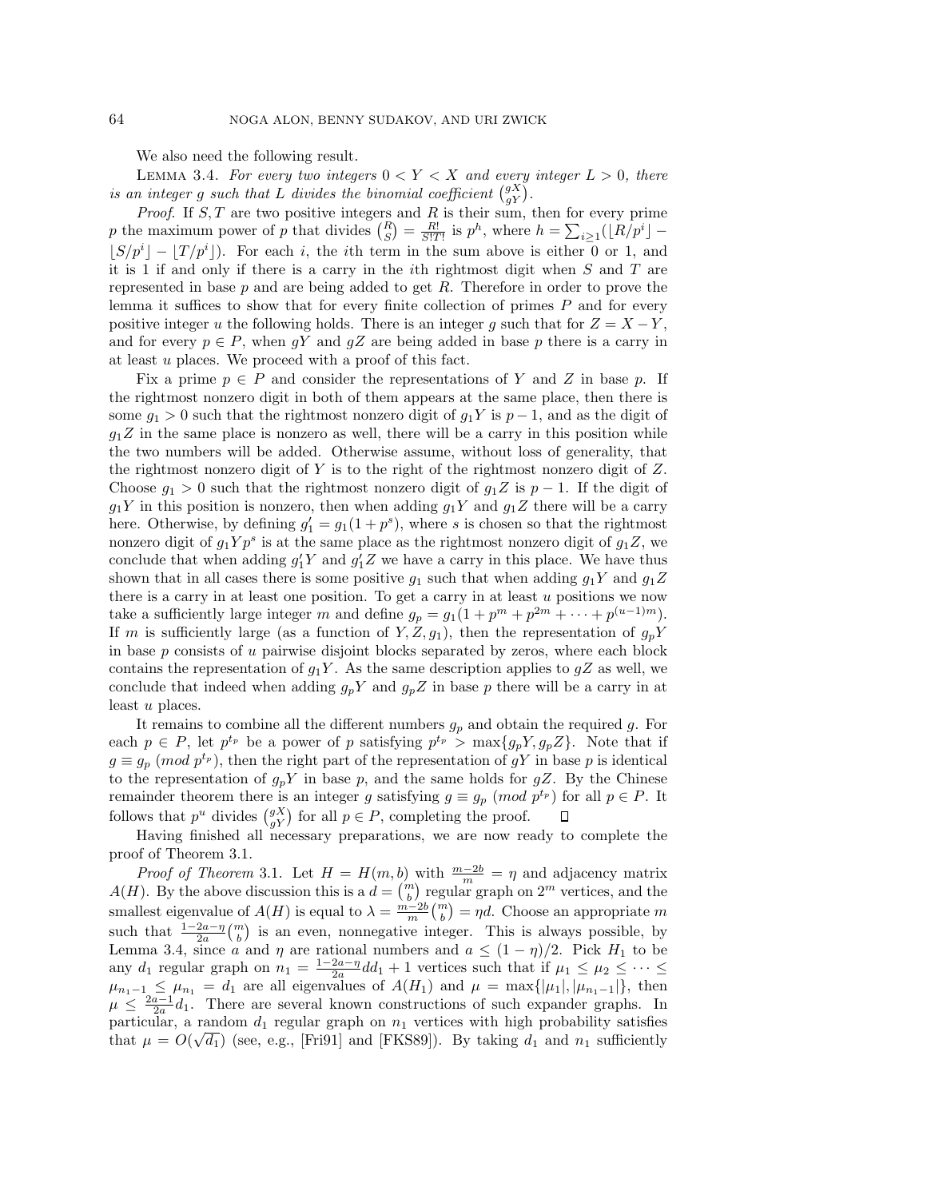We also need the following result.

Lemma 3.4. *For every two integers $0 < Y < X$ and every integer $L > 0$, there is an integer $g$ such that $L$ divides the binomial coefficient $\binom{gX}{gY}$.*

*Proof.* If $S, T$ are two positive integers and $R$ is their sum, then for every prime $p$ the maximum power of $p$ that divides $\binom{R}{S} = \frac{R!}{S!T!}$ is $p^h$, where $h = \sum_{i \geq 1}(\lfloor R/p^i \rfloor - \lfloor S/p^i \rfloor - \lfloor T/p^i \rfloor)$. For each $i$, the $i$th term in the sum above is either 0 or 1, and it is 1 if and only if there is a carry in the $i$th rightmost digit when $S$ and $T$ are represented in base $p$ and are being added to get $R$. Therefore in order to prove the lemma it suffices to show that for every finite collection of primes $P$ and for every positive integer $u$ the following holds. There is an integer $g$ such that for $Z = X - Y$, and for every $p \in P$, when $gY$ and $gZ$ are being added in base $p$ there is a carry in at least $u$ places. We proceed with a proof of this fact.

Fix a prime $p \in P$ and consider the representations of $Y$ and $Z$ in base $p$. If the rightmost nonzero digit in both of them appears at the same place, then there is some $g_1 > 0$ such that the rightmost nonzero digit of $g_1 Y$ is $p - 1$, and as the digit of $g_1 Z$ in the same place is nonzero as well, there will be a carry in this position while the two numbers will be added. Otherwise assume, without loss of generality, that the rightmost nonzero digit of $Y$ is to the right of the rightmost nonzero digit of $Z$. Choose $g_1 > 0$ such that the rightmost nonzero digit of $g_1 Z$ is $p - 1$. If the digit of $g_1 Y$ in this position is nonzero, then when adding $g_1 Y$ and $g_1 Z$ there will be a carry here. Otherwise, by defining $g_1' = g_1(1 + p^s)$, where $s$ is chosen so that the rightmost nonzero digit of $g_1 Y p^s$ is at the same place as the rightmost nonzero digit of $g_1 Z$, we conclude that when adding $g_1' Y$ and $g_1' Z$ we have a carry in this place. We have thus shown that in all cases there is some positive $g_1$ such that when adding $g_1 Y$ and $g_1 Z$ there is a carry in at least one position. To get a carry in at least $u$ positions we now take a sufficiently large integer $m$ and define $g_p = g_1(1 + p^m + p^{2m} + \cdots + p^{(u-1)m})$. If $m$ is sufficiently large (as a function of $Y, Z, g_1$), then the representation of $g_p Y$ in base $p$ consists of $u$ pairwise disjoint blocks separated by zeros, where each block contains the representation of $g_1 Y$. As the same description applies to $gZ$ as well, we conclude that indeed when adding $g_p Y$ and $g_p Z$ in base $p$ there will be a carry in at least $u$ places.

It remains to combine all the different numbers $g_p$ and obtain the required $g$. For each $p \in P$, let $p^{t_p}$ be a power of $p$ satisfying $p^{t_p} > \max\{g_p Y, g_p Z\}$. Note that if $g \equiv g_p \ (mod\ p^{t_p})$, then the right part of the representation of $gY$ in base $p$ is identical to the representation of $g_p Y$ in base $p$, and the same holds for $gZ$. By the Chinese remainder theorem there is an integer $g$ satisfying $g \equiv g_p \ (mod\ p^{t_p})$ for all $p \in P$. It follows that $p^u$ divides $\binom{gX}{gY}$ for all $p \in P$, completing the proof. $\square$

Having finished all necessary preparations, we are now ready to complete the proof of Theorem 3.1.

*Proof of Theorem* 3.1. Let $H = H(m, b)$ with $\frac{m-2b}{m} = \eta$ and adjacency matrix $A(H)$. By the above discussion this is a $d = \binom{m}{b}$ regular graph on $2^m$ vertices, and the smallest eigenvalue of $A(H)$ is equal to $\lambda = \frac{m-2b}{m}\binom{m}{b} = \eta d$. Choose an appropriate $m$ such that $\frac{1-2a-\eta}{2a}\binom{m}{b}$ is an even, nonnegative integer. This is always possible, by Lemma 3.4, since $a$ and $\eta$ are rational numbers and $a \leq (1-\eta)/2$. Pick $H_1$ to be any $d_1$ regular graph on $n_1 = \frac{1-2a-\eta}{2a} d d_1 + 1$ vertices such that if $\mu_1 \leq \mu_2 \leq \cdots \leq \mu_{n_1 - 1} \leq \mu_{n_1} = d_1$ are all eigenvalues of $A(H_1)$ and $\mu = \max\{|\mu_1|, |\mu_{n_1-1}|\}$, then $\mu \leq \frac{2a-1}{2a} d_1$. There are several known constructions of such expander graphs. In particular, a random $d_1$ regular graph on $n_1$ vertices with high probability satisfies that $\mu = O(\sqrt{d_1})$ (see, e.g., [Fri91] and [FKS89]). By taking $d_1$ and $n_1$ sufficiently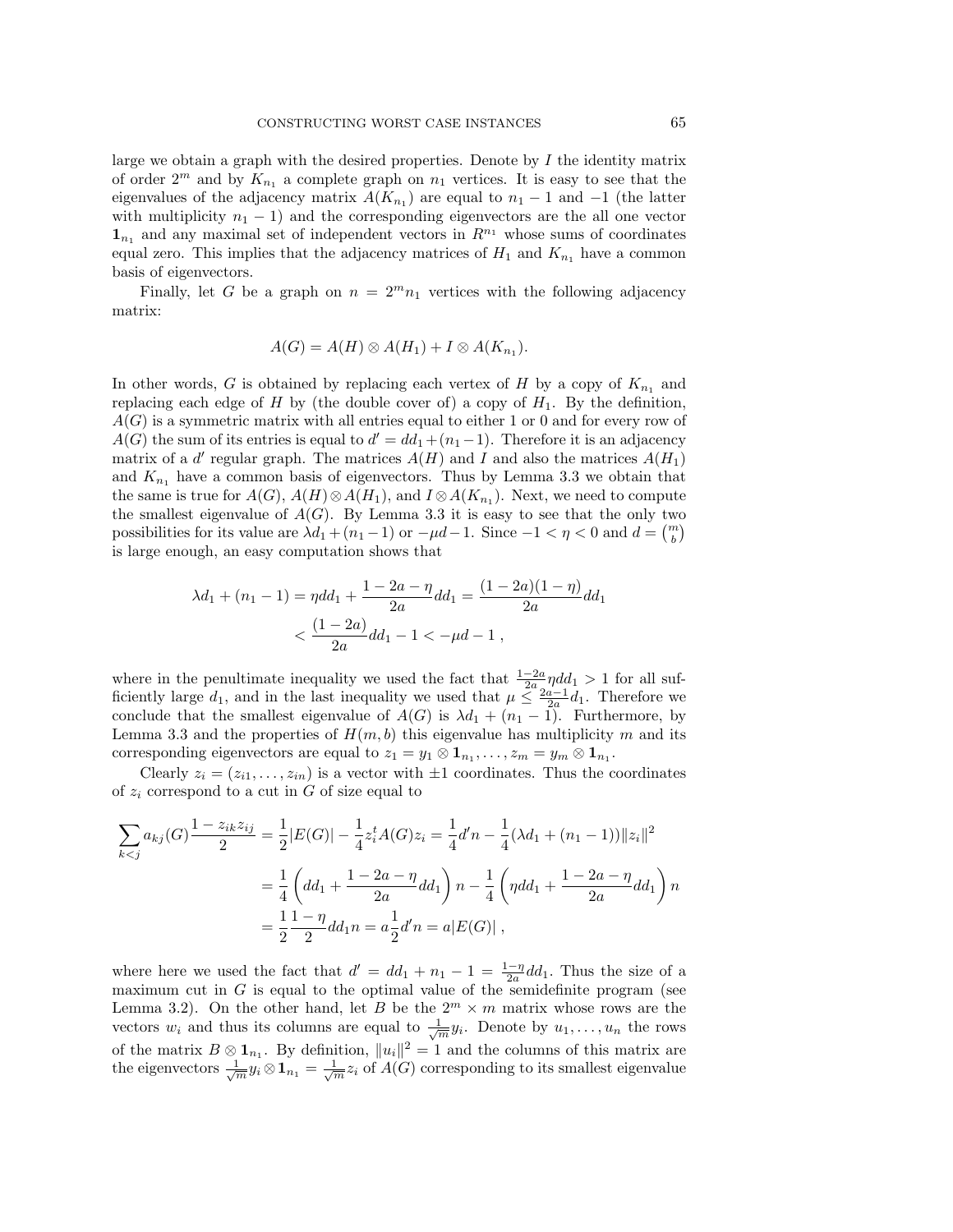large we obtain a graph with the desired properties. Denote by $I$ the identity matrix of order $2^m$ and by $K_{n_1}$ a complete graph on $n_1$ vertices. It is easy to see that the eigenvalues of the adjacency matrix $A(K_{n_1})$ are equal to $n_1 - 1$ and $-1$ (the latter with multiplicity $n_1 - 1$) and the corresponding eigenvectors are the all one vector $\mathbf{1}_{n_1}$ and any maximal set of independent vectors in $R^{n_1}$ whose sums of coordinates equal zero. This implies that the adjacency matrices of $H_1$ and $K_{n_1}$ have a common basis of eigenvectors.

Finally, let $G$ be a graph on $n = 2^m n_1$ vertices with the following adjacency matrix:

$$A(G) = A(H) \otimes A(H_1) + I \otimes A(K_{n_1}).$$

In other words, $G$ is obtained by replacing each vertex of $H$ by a copy of $K_{n_1}$ and replacing each edge of $H$ by (the double cover of) a copy of $H_1$. By the definition, $A(G)$ is a symmetric matrix with all entries equal to either 1 or 0 and for every row of $A(G)$ the sum of its entries is equal to $d' = dd_1 + (n_1 - 1)$. Therefore it is an adjacency matrix of a $d'$ regular graph. The matrices $A(H)$ and $I$ and also the matrices $A(H_1)$ and $K_{n_1}$ have a common basis of eigenvectors. Thus by Lemma 3.3 we obtain that the same is true for $A(G)$, $A(H) \otimes A(H_1)$, and $I \otimes A(K_{n_1})$. Next, we need to compute the smallest eigenvalue of $A(G)$. By Lemma 3.3 it is easy to see that the only two possibilities for its value are $\lambda d_1 + (n_1 - 1)$ or $-\mu d - 1$. Since $-1 < \eta < 0$ and $d = \binom{m}{b}$ is large enough, an easy computation shows that

$$\begin{aligned}
\lambda d_1 + (n_1 - 1) &= \eta d d_1 + \frac{1 - 2a - \eta}{2a} d d_1 = \frac{(1 - 2a)(1 - \eta)}{2a} d d_1 \\
&< \frac{(1 - 2a)}{2a} d d_1 - 1 < -\mu d - 1\ ,
\end{aligned}$$

where in the penultimate inequality we used the fact that $\frac{1-2a}{2a} \eta d d_1 > 1$ for all sufficiently large $d_1$, and in the last inequality we used that $\mu \leq \frac{2a-1}{2a} d_1$. Therefore we conclude that the smallest eigenvalue of $A(G)$ is $\lambda d_1 + (n_1 - 1)$. Furthermore, by Lemma 3.3 and the properties of $H(m, b)$ this eigenvalue has multiplicity $m$ and its corresponding eigenvectors are equal to $z_1 = y_1 \otimes \mathbf{1}_{n_1}, \ldots, z_m = y_m \otimes \mathbf{1}_{n_1}$.

Clearly $z_i = (z_{i1}, \ldots, z_{in})$ is a vector with $\pm 1$ coordinates. Thus the coordinates of $z_i$ correspond to a cut in $G$ of size equal to

$$\begin{aligned}
\sum_{k<j} a_{kj}(G) \frac{1 - z_{ik} z_{ij}}{2} &= \frac{1}{2}|E(G)| - \frac{1}{4} z_i^t A(G) z_i = \frac{1}{4} d' n - \frac{1}{4}(\lambda d_1 + (n_1 - 1)) \|z_i\|^2 \\
&= \frac{1}{4}\left(d d_1 + \frac{1 - 2a - \eta}{2a} d d_1\right) n - \frac{1}{4}\left(\eta d d_1 + \frac{1 - 2a - \eta}{2a} d d_1\right) n \\
&= \frac{1}{2} \frac{1 - \eta}{2} d d_1 n = a \frac{1}{2} d' n = a|E(G)|\ ,
\end{aligned}$$

where here we used the fact that $d' = dd_1 + n_1 - 1 = \frac{1-\eta}{2a} d d_1$. Thus the size of a maximum cut in $G$ is equal to the optimal value of the semidefinite program (see Lemma 3.2). On the other hand, let $B$ be the $2^m \times m$ matrix whose rows are the vectors $w_i$ and thus its columns are equal to $\frac{1}{\sqrt{m}} y_i$. Denote by $u_1, \ldots, u_n$ the rows of the matrix $B \otimes \mathbf{1}_{n_1}$. By definition, $\|u_i\|^2 = 1$ and the columns of this matrix are the eigenvectors $\frac{1}{\sqrt{m}} y_i \otimes \mathbf{1}_{n_1} = \frac{1}{\sqrt{m}} z_i$ of $A(G)$ corresponding to its smallest eigenvalue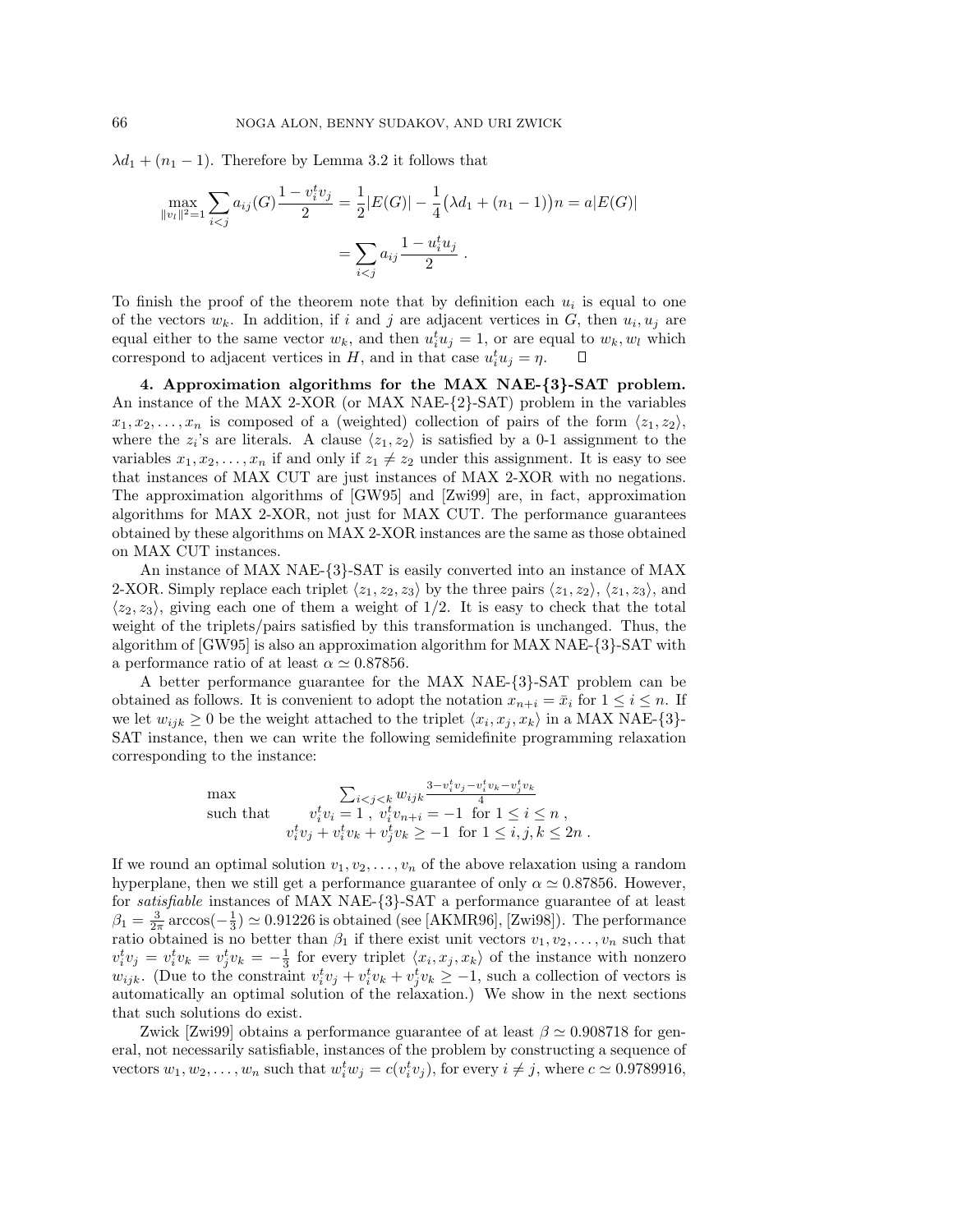$\lambda d_1 + (n_1 - 1)$. Therefore by Lemma 3.2 it follows that

$$\max_{\|v_l\|^2=1} \sum_{i<j} a_{ij}(G) \frac{1 - v_i^t v_j}{2} = \frac{1}{2}|E(G)| - \frac{1}{4}\big(\lambda d_1 + (n_1 - 1)\big)n = a|E(G)|$$

$$= \sum_{i<j} a_{ij} \frac{1 - u_i^t u_j}{2} \ .$$

To finish the proof of the theorem note that by definition each $u_i$ is equal to one of the vectors $w_k$. In addition, if $i$ and $j$ are adjacent vertices in $G$, then $u_i, u_j$ are equal either to the same vector $w_k$, and then $u_i^t u_j = 1$, or are equal to $w_k, w_l$ which correspond to adjacent vertices in $H$, and in that case $u_i^t u_j = \eta$. □

**4. Approximation algorithms for the MAX NAE-{3}-SAT problem.** An instance of the MAX 2-XOR (or MAX NAE-{2}-SAT) problem in the variables $x_1, x_2, \ldots, x_n$ is composed of a (weighted) collection of pairs of the form $\langle z_1, z_2 \rangle$, where the $z_i$'s are literals. A clause $\langle z_1, z_2 \rangle$ is satisfied by a 0-1 assignment to the variables $x_1, x_2, \ldots, x_n$ if and only if $z_1 \neq z_2$ under this assignment. It is easy to see that instances of MAX CUT are just instances of MAX 2-XOR with no negations. The approximation algorithms of [GW95] and [Zwi99] are, in fact, approximation algorithms for MAX 2-XOR, not just for MAX CUT. The performance guarantees obtained by these algorithms on MAX 2-XOR instances are the same as those obtained on MAX CUT instances.

An instance of MAX NAE-{3}-SAT is easily converted into an instance of MAX 2-XOR. Simply replace each triplet $\langle z_1, z_2, z_3 \rangle$ by the three pairs $\langle z_1, z_2 \rangle$, $\langle z_1, z_3 \rangle$, and $\langle z_2, z_3 \rangle$, giving each one of them a weight of $1/2$. It is easy to check that the total weight of the triplets/pairs satisfied by this transformation is unchanged. Thus, the algorithm of [GW95] is also an approximation algorithm for MAX NAE-{3}-SAT with a performance ratio of at least $\alpha \simeq 0.87856$.

A better performance guarantee for the MAX NAE-{3}-SAT problem can be obtained as follows. It is convenient to adopt the notation $x_{n+i} = \bar{x}_i$ for $1 \le i \le n$. If we let $w_{ijk} \ge 0$ be the weight attached to the triplet $\langle x_i, x_j, x_k \rangle$ in a MAX NAE-{3}-SAT instance, then we can write the following semidefinite programming relaxation corresponding to the instance:

$$\begin{array}{ll} \max & \sum_{i<j<k} w_{ijk} \frac{3 - v_i^t v_j - v_i^t v_k - v_j^t v_k}{4} \\ \text{such that} & v_i^t v_i = 1 \ , \ v_i^t v_{n+i} = -1 \ \text{ for } 1 \le i \le n \ , \\ & v_i^t v_j + v_i^t v_k + v_j^t v_k \ge -1 \ \text{ for } 1 \le i, j, k \le 2n \ . \end{array}$$

If we round an optimal solution $v_1, v_2, \ldots, v_n$ of the above relaxation using a random hyperplane, then we still get a performance guarantee of only $\alpha \simeq 0.87856$. However, for *satisfiable* instances of MAX NAE-{3}-SAT a performance guarantee of at least $\beta_1 = \frac{3}{2\pi} \arccos(-\frac{1}{3}) \simeq 0.91226$ is obtained (see [AKMR96], [Zwi98]). The performance ratio obtained is no better than $\beta_1$ if there exist unit vectors $v_1, v_2, \ldots, v_n$ such that $v_i^t v_j = v_i^t v_k = v_j^t v_k = -\frac{1}{3}$ for every triplet $\langle x_i, x_j, x_k \rangle$ of the instance with nonzero $w_{ijk}$. (Due to the constraint $v_i^t v_j + v_i^t v_k + v_j^t v_k \ge -1$, such a collection of vectors is automatically an optimal solution of the relaxation.) We show in the next sections that such solutions do exist.

Zwick [Zwi99] obtains a performance guarantee of at least $\beta \simeq 0.908718$ for general, not necessarily satisfiable, instances of the problem by constructing a sequence of vectors $w_1, w_2, \ldots, w_n$ such that $w_i^t w_j = c(v_i^t v_j)$, for every $i \neq j$, where $c \simeq 0.9789916$,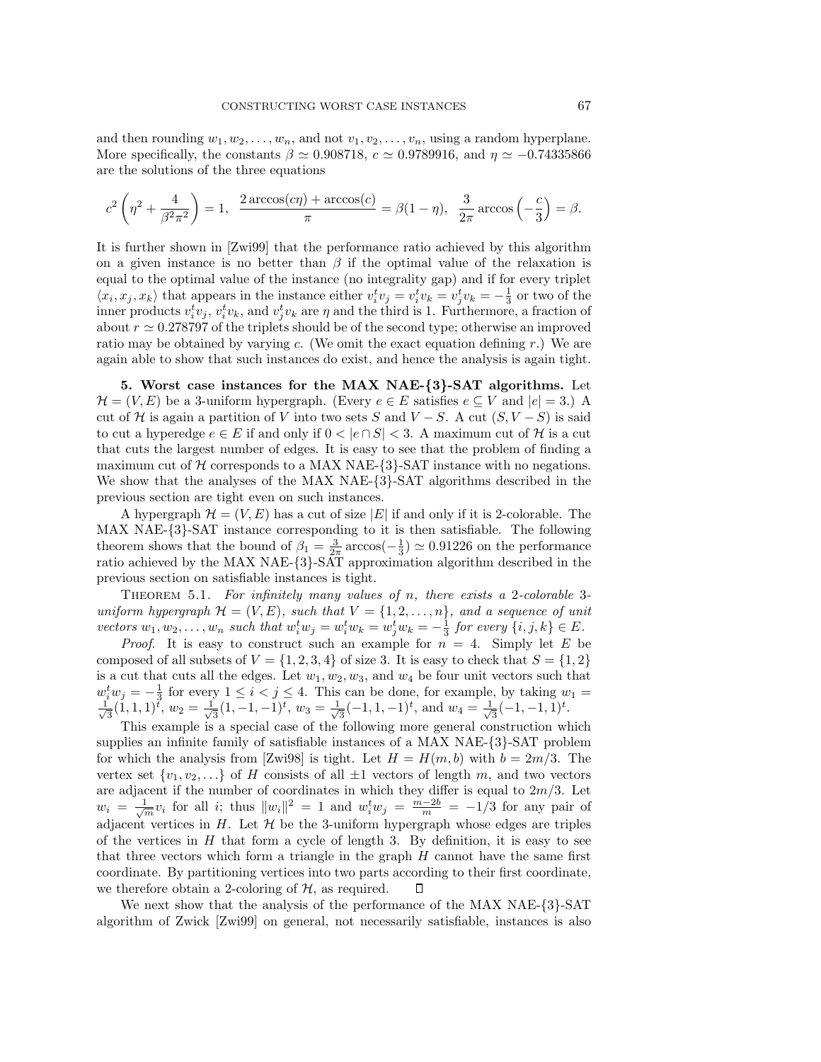and then rounding $w_1, w_2, \ldots, w_n$, and not $v_1, v_2, \ldots, v_n$, using a random hyperplane. More specifically, the constants $\beta \simeq 0.908718$, $c \simeq 0.9789916$, and $\eta \simeq -0.74335866$ are the solutions of the three equations

$$c^2\left(\eta^2 + \frac{4}{\beta^2\pi^2}\right) = 1, \quad \frac{2\arccos(c\eta) + \arccos(c)}{\pi} = \beta(1-\eta), \quad \frac{3}{2\pi}\arccos\left(-\frac{c}{3}\right) = \beta.$$

It is further shown in [Zwi99] that the performance ratio achieved by this algorithm on a given instance is no better than $\beta$ if the optimal value of the relaxation is equal to the optimal value of the instance (no integrality gap) and if for every triplet $\langle x_i, x_j, x_k\rangle$ that appears in the instance either $v_i^t v_j = v_i^t v_k = v_j^t v_k = -\frac{1}{3}$ or two of the inner products $v_i^t v_j$, $v_i^t v_k$, and $v_j^t v_k$ are $\eta$ and the third is 1. Furthermore, a fraction of about $r \simeq 0.278797$ of the triplets should be of the second type; otherwise an improved ratio may be obtained by varying $c$. (We omit the exact equation defining $r$.) We are again able to show that such instances do exist, and hence the analysis is again tight.

**5. Worst case instances for the MAX NAE-{3}-SAT algorithms.** Let $\mathcal{H} = (V, E)$ be a 3-uniform hypergraph. (Every $e \in E$ satisfies $e \subseteq V$ and $|e| = 3$.) A cut of $\mathcal{H}$ is again a partition of $V$ into two sets $S$ and $V - S$. A cut $(S, V - S)$ is said to cut a hyperedge $e \in E$ if and only if $0 < |e \cap S| < 3$. A maximum cut of $\mathcal{H}$ is a cut that cuts the largest number of edges. It is easy to see that the problem of finding a maximum cut of $\mathcal{H}$ corresponds to a MAX NAE-{3}-SAT instance with no negations. We show that the analyses of the MAX NAE-{3}-SAT algorithms described in the previous section are tight even on such instances.

A hypergraph $\mathcal{H} = (V, E)$ has a cut of size $|E|$ if and only if it is 2-colorable. The MAX NAE-{3}-SAT instance corresponding to it is then satisfiable. The following theorem shows that the bound of $\beta_1 = \frac{3}{2\pi}\arccos(-\frac{1}{3}) \simeq 0.91226$ on the performance ratio achieved by the MAX NAE-{3}-SAT approximation algorithm described in the previous section on satisfiable instances is tight.

THEOREM 5.1. *For infinitely many values of $n$, there exists a 2-colorable 3-uniform hypergraph $\mathcal{H} = (V, E)$, such that $V = \{1, 2, \ldots, n\}$, and a sequence of unit vectors $w_1, w_2, \ldots, w_n$ such that $w_i^t w_j = w_i^t w_k = w_j^t w_k = -\frac{1}{3}$ for every $\{i, j, k\} \in E$.*

*Proof.* It is easy to construct such an example for $n = 4$. Simply let $E$ be composed of all subsets of $V = \{1, 2, 3, 4\}$ of size 3. It is easy to check that $S = \{1, 2\}$ is a cut that cuts all the edges. Let $w_1, w_2, w_3$, and $w_4$ be four unit vectors such that $w_i^t w_j = -\frac{1}{3}$ for every $1 \le i < j \le 4$. This can be done, for example, by taking $w_1 = \frac{1}{\sqrt{3}}(1, 1, 1)^t$, $w_2 = \frac{1}{\sqrt{3}}(1, -1, -1)^t$, $w_3 = \frac{1}{\sqrt{3}}(-1, 1, -1)^t$, and $w_4 = \frac{1}{\sqrt{3}}(-1, -1, 1)^t$.

This example is a special case of the following more general construction which supplies an infinite family of satisfiable instances of a MAX NAE-{3}-SAT problem for which the analysis from [Zwi98] is tight. Let $H = H(m, b)$ with $b = 2m/3$. The vertex set $\{v_1, v_2, \ldots\}$ of $H$ consists of all $\pm 1$ vectors of length $m$, and two vectors are adjacent if the number of coordinates in which they differ is equal to $2m/3$. Let $w_i = \frac{1}{\sqrt{m}} v_i$ for all $i$; thus $\|w_i\|^2 = 1$ and $w_i^t w_j = \frac{m-2b}{m} = -1/3$ for any pair of adjacent vertices in $H$. Let $\mathcal{H}$ be the 3-uniform hypergraph whose edges are triples of the vertices in $H$ that form a cycle of length 3. By definition, it is easy to see that three vectors which form a triangle in the graph $H$ cannot have the same first coordinate. By partitioning vertices into two parts according to their first coordinate, we therefore obtain a 2-coloring of $\mathcal{H}$, as required. ◻

We next show that the analysis of the performance of the MAX NAE-{3}-SAT algorithm of Zwick [Zwi99] on general, not necessarily satisfiable, instances is also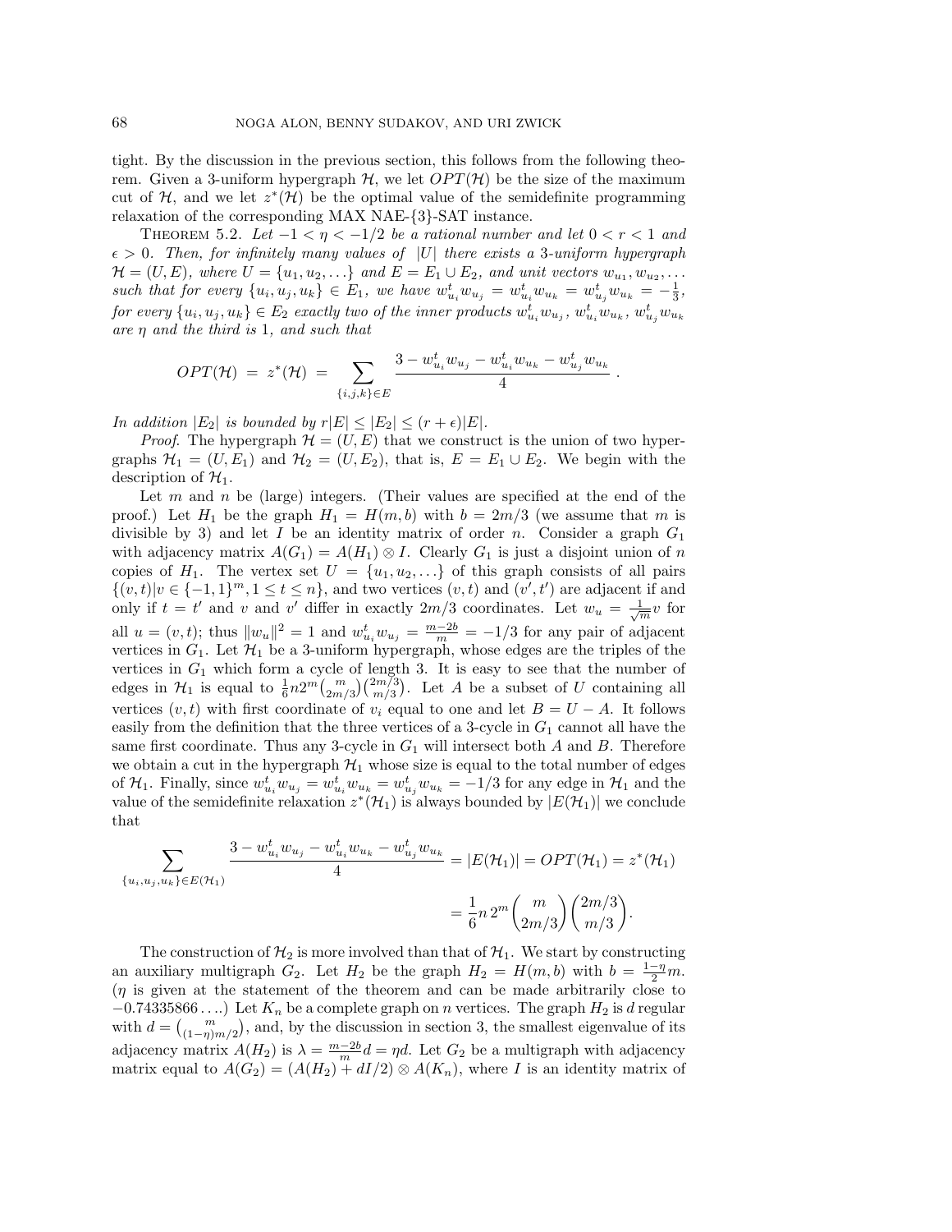tight. By the discussion in the previous section, this follows from the following theorem. Given a 3-uniform hypergraph $\mathcal{H}$, we let $OPT(\mathcal{H})$ be the size of the maximum cut of $\mathcal{H}$, and we let $z^*(\mathcal{H})$ be the optimal value of the semidefinite programming relaxation of the corresponding MAX NAE-{3}-SAT instance.

THEOREM 5.2. *Let $-1 < \eta < -1/2$ be a rational number and let $0 < r < 1$ and $\epsilon > 0$. Then, for infinitely many values of $|U|$ there exists a 3-uniform hypergraph $\mathcal{H} = (U, E)$, where $U = \{u_1, u_2, \ldots\}$ and $E = E_1 \cup E_2$, and unit vectors $w_{u_1}, w_{u_2}, \ldots$ such that for every $\{u_i, u_j, u_k\} \in E_1$, we have $w_{u_i}^t w_{u_j} = w_{u_i}^t w_{u_k} = w_{u_j}^t w_{u_k} = -\frac{1}{3}$, for every $\{u_i, u_j, u_k\} \in E_2$ exactly two of the inner products $w_{u_i}^t w_{u_j}$, $w_{u_i}^t w_{u_k}$, $w_{u_j}^t w_{u_k}$ are $\eta$ and the third is 1, and such that*

$$OPT(\mathcal{H}) \;=\; z^*(\mathcal{H}) \;=\; \sum_{\{i,j,k\} \in E} \frac{3 - w_{u_i}^t w_{u_j} - w_{u_i}^t w_{u_k} - w_{u_j}^t w_{u_k}}{4}\,.$$

*In addition $|E_2|$ is bounded by $r|E| \le |E_2| \le (r + \epsilon)|E|$.*

*Proof*. The hypergraph $\mathcal{H} = (U, E)$ that we construct is the union of two hypergraphs $\mathcal{H}_1 = (U, E_1)$ and $\mathcal{H}_2 = (U, E_2)$, that is, $E = E_1 \cup E_2$. We begin with the description of $\mathcal{H}_1$.

Let $m$ and $n$ be (large) integers. (Their values are specified at the end of the proof.) Let $H_1$ be the graph $H_1 = H(m, b)$ with $b = 2m/3$ (we assume that $m$ is divisible by 3) and let $I$ be an identity matrix of order $n$. Consider a graph $G_1$ with adjacency matrix $A(G_1) = A(H_1) \otimes I$. Clearly $G_1$ is just a disjoint union of $n$ copies of $H_1$. The vertex set $U = \{u_1, u_2, \ldots\}$ of this graph consists of all pairs $\{(v, t) | v \in \{-1, 1\}^m, 1 \le t \le n\}$, and two vertices $(v, t)$ and $(v', t')$ are adjacent if and only if $t = t'$ and $v$ and $v'$ differ in exactly $2m/3$ coordinates. Let $w_u = \frac{1}{\sqrt{m}} v$ for all $u = (v, t)$; thus $\|w_u\|^2 = 1$ and $w_{u_i}^t w_{u_j} = \frac{m - 2b}{m} = -1/3$ for any pair of adjacent vertices in $G_1$. Let $\mathcal{H}_1$ be a 3-uniform hypergraph, whose edges are the triples of the vertices in $G_1$ which form a cycle of length 3. It is easy to see that the number of edges in $\mathcal{H}_1$ is equal to $\frac{1}{6} n 2^m \binom{m}{2m/3}\binom{2m/3}{m/3}$. Let $A$ be a subset of $U$ containing all vertices $(v, t)$ with first coordinate of $v_i$ equal to one and let $B = U - A$. It follows easily from the definition that the three vertices of a 3-cycle in $G_1$ cannot all have the same first coordinate. Thus any 3-cycle in $G_1$ will intersect both $A$ and $B$. Therefore we obtain a cut in the hypergraph $\mathcal{H}_1$ whose size is equal to the total number of edges of $\mathcal{H}_1$. Finally, since $w_{u_i}^t w_{u_j} = w_{u_i}^t w_{u_k} = w_{u_j}^t w_{u_k} = -1/3$ for any edge in $\mathcal{H}_1$ and the value of the semidefinite relaxation $z^*(\mathcal{H}_1)$ is always bounded by $|E(\mathcal{H}_1)|$ we conclude that

$$\sum_{\{u_i, u_j, u_k\} \in E(\mathcal{H}_1)} \frac{3 - w_{u_i}^t w_{u_j} - w_{u_i}^t w_{u_k} - w_{u_j}^t w_{u_k}}{4} = |E(\mathcal{H}_1)| = OPT(\mathcal{H}_1) = z^*(\mathcal{H}_1)$$

$$= \frac{1}{6} n \, 2^m \binom{m}{2m/3}\binom{2m/3}{m/3}.$$

The construction of $\mathcal{H}_2$ is more involved than that of $\mathcal{H}_1$. We start by constructing an auxiliary multigraph $G_2$. Let $H_2$ be the graph $H_2 = H(m, b)$ with $b = \frac{1-\eta}{2} m$. ($\eta$ is given at the statement of the theorem and can be made arbitrarily close to $-0.74335866\ldots$.) Let $K_n$ be a complete graph on $n$ vertices. The graph $H_2$ is $d$ regular with $d = \binom{m}{(1-\eta)m/2}$, and, by the discussion in section 3, the smallest eigenvalue of its adjacency matrix $A(H_2)$ is $\lambda = \frac{m-2b}{m} d = \eta d$. Let $G_2$ be a multigraph with adjacency matrix equal to $A(G_2) = (A(H_2) + dI/2) \otimes A(K_n)$, where $I$ is an identity matrix of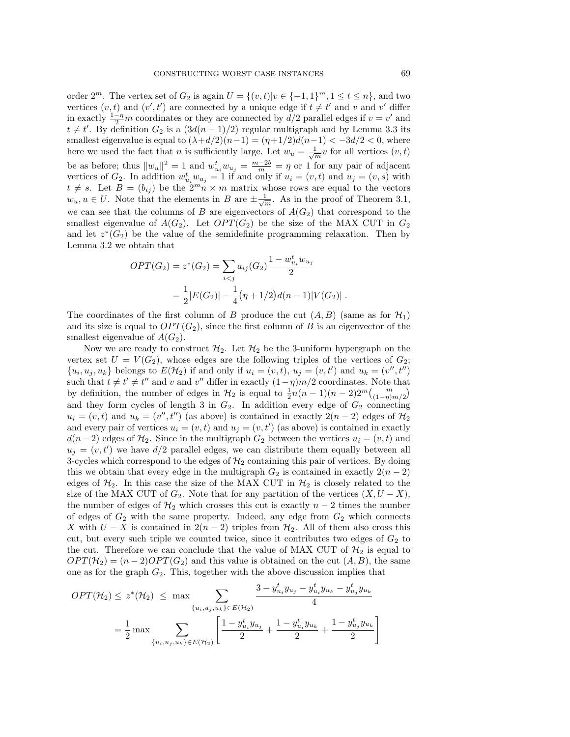order $2^m$. The vertex set of $G_2$ is again $U = \{(v,t) | v \in \{-1,1\}^m, 1 \le t \le n\}$, and two vertices $(v,t)$ and $(v',t')$ are connected by a unique edge if $t \ne t'$ and $v$ and $v'$ differ in exactly $\frac{1-\eta}{2}m$ coordinates or they are connected by $d/2$ parallel edges if $v = v'$ and $t \ne t'$. By definition $G_2$ is a $(3d(n-1)/2)$ regular multigraph and by Lemma 3.3 its smallest eigenvalue is equal to $(\lambda + d/2)(n-1) = (\eta + 1/2)d(n-1) < -3d/2 < 0$, where here we used the fact that $n$ is sufficiently large. Let $w_u = \frac{1}{\sqrt{m}}v$ for all vertices $(v,t)$ be as before; thus $\|w_u\|^2 = 1$ and $w_{u_i}^t w_{u_j} = \frac{m-2b}{m} = \eta$ or 1 for any pair of adjacent vertices of $G_2$. In addition $w_{u_i}^t w_{u_j} = 1$ if and only if $u_i = (v,t)$ and $u_j = (v,s)$ with $t \ne s$. Let $B = (b_{ij})$ be the $2^m n \times m$ matrix whose rows are equal to the vectors $w_u, u \in U$. Note that the elements in $B$ are $\pm\frac{1}{\sqrt{m}}$. As in the proof of Theorem 3.1, we can see that the columns of $B$ are eigenvectors of $A(G_2)$ that correspond to the smallest eigenvalue of $A(G_2)$. Let $OPT(G_2)$ be the size of the MAX CUT in $G_2$ and let $z^*(G_2)$ be the value of the semidefinite programming relaxation. Then by Lemma 3.2 we obtain that

$$
\begin{aligned}
OPT(G_2) = z^*(G_2) &= \sum_{i<j} a_{ij}(G_2) \frac{1 - w_{u_i}^t w_{u_j}}{2} \\
&= \frac{1}{2}|E(G_2)| - \frac{1}{4}\big(\eta + 1/2\big)d(n-1)|V(G_2)| \,.
\end{aligned}
$$

The coordinates of the first column of $B$ produce the cut $(A,B)$ (same as for $\mathcal{H}_1$) and its size is equal to $OPT(G_2)$, since the first column of $B$ is an eigenvector of the smallest eigenvalue of $A(G_2)$.

Now we are ready to construct $\mathcal{H}_2$. Let $\mathcal{H}_2$ be the 3-uniform hypergraph on the vertex set $U = V(G_2)$, whose edges are the following triples of the vertices of $G_2$; $\{u_i, u_j, u_k\}$ belongs to $E(\mathcal{H}_2)$ if and only if $u_i = (v,t)$, $u_j = (v,t')$ and $u_k = (v'', t'')$ such that $t \ne t' \ne t''$ and $v$ and $v''$ differ in exactly $(1-\eta)m/2$ coordinates. Note that by definition, the number of edges in $\mathcal{H}_2$ is equal to $\frac{1}{2}n(n-1)(n-2)2^m\binom{m}{(1-\eta)m/2}$ and they form cycles of length 3 in $G_2$. In addition every edge of $G_2$ connecting $u_i = (v,t)$ and $u_k = (v'',t'')$ (as above) is contained in exactly $2(n-2)$ edges of $\mathcal{H}_2$ and every pair of vertices $u_i = (v,t)$ and $u_j = (v,t')$ (as above) is contained in exactly $d(n-2)$ edges of $\mathcal{H}_2$. Since in the multigraph $G_2$ between the vertices $u_i = (v,t)$ and $u_j = (v,t')$ we have $d/2$ parallel edges, we can distribute them equally between all 3-cycles which correspond to the edges of $\mathcal{H}_2$ containing this pair of vertices. By doing this we obtain that every edge in the multigraph $G_2$ is contained in exactly $2(n-2)$ edges of $\mathcal{H}_2$. In this case the size of the MAX CUT in $\mathcal{H}_2$ is closely related to the size of the MAX CUT of $G_2$. Note that for any partition of the vertices $(X, U-X)$, the number of edges of $\mathcal{H}_2$ which crosses this cut is exactly $n-2$ times the number of edges of $G_2$ with the same property. Indeed, any edge from $G_2$ which connects $X$ with $U-X$ is contained in $2(n-2)$ triples from $\mathcal{H}_2$. All of them also cross this cut, but every such triple we counted twice, since it contributes two edges of $G_2$ to the cut. Therefore we can conclude that the value of MAX CUT of $\mathcal{H}_2$ is equal to $OPT(\mathcal{H}_2) = (n-2)OPT(G_2)$ and this value is obtained on the cut $(A,B)$, the same one as for the graph $G_2$. This, together with the above discussion implies that

$$
\begin{aligned}
OPT(\mathcal{H}_2) \le z^*(\mathcal{H}_2) \;&\le\; \max \sum_{\{u_i,u_j,u_k\} \in E(\mathcal{H}_2)} \frac{3 - y_{u_i}^t y_{u_j} - y_{u_i}^t y_{u_k} - y_{u_j}^t y_{u_k}}{4} \\
&= \frac{1}{2} \max \sum_{\{u_i,u_j,u_k\} \in E(\mathcal{H}_2)} \left[ \frac{1 - y_{u_i}^t y_{u_j}}{2} + \frac{1 - y_{u_i}^t y_{u_k}}{2} + \frac{1 - y_{u_j}^t y_{u_k}}{2} \right]
\end{aligned}
$$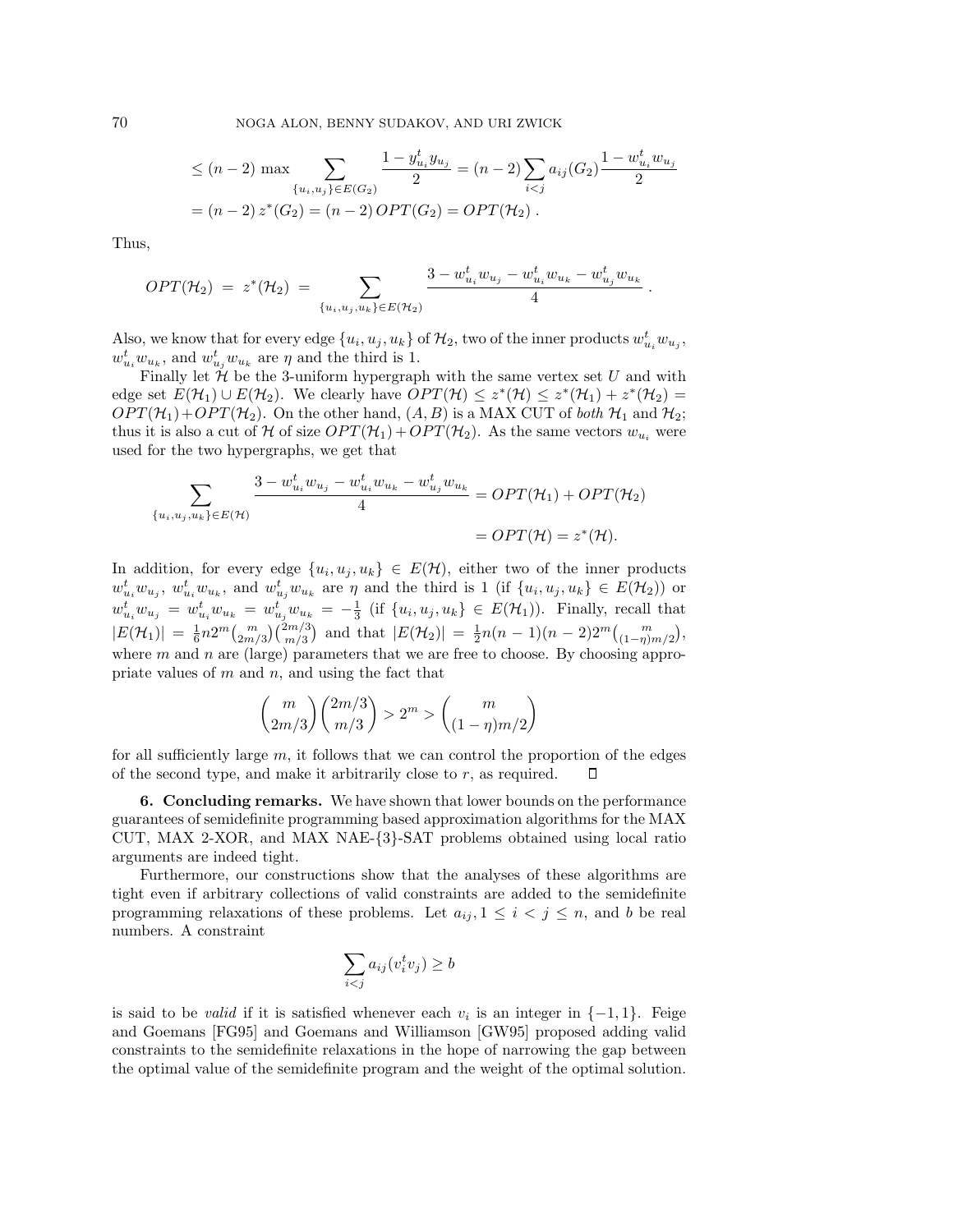$$\leq (n-2) \max \sum_{\{u_i,u_j\} \in E(G_2)} \frac{1 - y_{u_i}^t y_{u_j}}{2} = (n-2) \sum_{i<j} a_{ij}(G_2) \frac{1 - w_{u_i}^t w_{u_j}}{2}$$
$$= (n-2)\, z^*(G_2) = (n-2)\, OPT(G_2) = OPT(\mathcal{H}_2)\,.$$

Thus,

$$OPT(\mathcal{H}_2) \;=\; z^*(\mathcal{H}_2) \;=\; \sum_{\{u_i,u_j,u_k\} \in E(\mathcal{H}_2)} \frac{3 - w_{u_i}^t w_{u_j} - w_{u_i}^t w_{u_k} - w_{u_j}^t w_{u_k}}{4}\,.$$

Also, we know that for every edge $\{u_i, u_j, u_k\}$ of $\mathcal{H}_2$, two of the inner products $w_{u_i}^t w_{u_j}$, $w_{u_i}^t w_{u_k}$, and $w_{u_j}^t w_{u_k}$ are $\eta$ and the third is 1.

Finally let $\mathcal{H}$ be the 3-uniform hypergraph with the same vertex set $U$ and with edge set $E(\mathcal{H}_1) \cup E(\mathcal{H}_2)$. We clearly have $OPT(\mathcal{H}) \leq z^*(\mathcal{H}) \leq z^*(\mathcal{H}_1) + z^*(\mathcal{H}_2) = OPT(\mathcal{H}_1) + OPT(\mathcal{H}_2)$. On the other hand, $(A, B)$ is a MAX CUT of *both* $\mathcal{H}_1$ and $\mathcal{H}_2$; thus it is also a cut of $\mathcal{H}$ of size $OPT(\mathcal{H}_1) + OPT(\mathcal{H}_2)$. As the same vectors $w_{u_i}$ were used for the two hypergraphs, we get that

$$\sum_{\{u_i,u_j,u_k\} \in E(\mathcal{H})} \frac{3 - w_{u_i}^t w_{u_j} - w_{u_i}^t w_{u_k} - w_{u_j}^t w_{u_k}}{4} = OPT(\mathcal{H}_1) + OPT(\mathcal{H}_2)$$
$$= OPT(\mathcal{H}) = z^*(\mathcal{H}).$$

In addition, for every edge $\{u_i, u_j, u_k\} \in E(\mathcal{H})$, either two of the inner products $w_{u_i}^t w_{u_j}$, $w_{u_i}^t w_{u_k}$, and $w_{u_j}^t w_{u_k}$ are $\eta$ and the third is 1 (if $\{u_i, u_j, u_k\} \in E(\mathcal{H}_2)$) or $w_{u_i}^t w_{u_j} = w_{u_i}^t w_{u_k} = w_{u_j}^t w_{u_k} = -\frac{1}{3}$ (if $\{u_i, u_j, u_k\} \in E(\mathcal{H}_1)$). Finally, recall that $|E(\mathcal{H}_1)| = \frac{1}{6} n 2^m \binom{m}{2m/3}\binom{2m/3}{m/3}$ and that $|E(\mathcal{H}_2)| = \frac{1}{2} n(n-1)(n-2) 2^m \binom{m}{(1-\eta)m/2}$, where $m$ and $n$ are (large) parameters that we are free to choose. By choosing appropriate values of $m$ and $n$, and using the fact that

$$\binom{m}{2m/3}\binom{2m/3}{m/3} > 2^m > \binom{m}{(1-\eta)m/2}$$

for all sufficiently large $m$, it follows that we can control the proportion of the edges of the second type, and make it arbitrarily close to $r$, as required. $\square$

**6. Concluding remarks.** We have shown that lower bounds on the performance guarantees of semidefinite programming based approximation algorithms for the MAX CUT, MAX 2-XOR, and MAX NAE-{3}-SAT problems obtained using local ratio arguments are indeed tight.

Furthermore, our constructions show that the analyses of these algorithms are tight even if arbitrary collections of valid constraints are added to the semidefinite programming relaxations of these problems. Let $a_{ij}, 1 \leq i < j \leq n$, and $b$ be real numbers. A constraint

$$\sum_{i<j} a_{ij}(v_i^t v_j) \geq b$$

is said to be *valid* if it is satisfied whenever each $v_i$ is an integer in $\{-1, 1\}$. Feige and Goemans [FG95] and Goemans and Williamson [GW95] proposed adding valid constraints to the semidefinite relaxations in the hope of narrowing the gap between the optimal value of the semidefinite program and the weight of the optimal solution.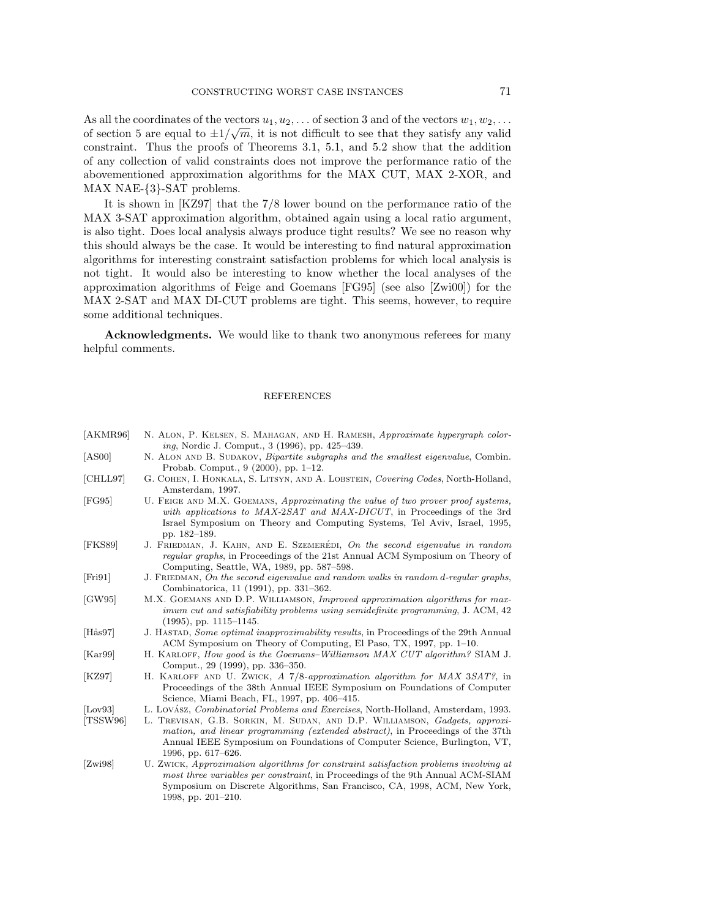As all the coordinates of the vectors $u_1, u_2, \ldots$ of section 3 and of the vectors $w_1, w_2, \ldots$ of section 5 are equal to $\pm 1/\sqrt{m}$, it is not difficult to see that they satisfy any valid constraint. Thus the proofs of Theorems 3.1, 5.1, and 5.2 show that the addition of any collection of valid constraints does not improve the performance ratio of the abovementioned approximation algorithms for the MAX CUT, MAX 2-XOR, and MAX NAE-{3}-SAT problems.

It is shown in [KZ97] that the 7/8 lower bound on the performance ratio of the MAX 3-SAT approximation algorithm, obtained again using a local ratio argument, is also tight. Does local analysis always produce tight results? We see no reason why this should always be the case. It would be interesting to find natural approximation algorithms for interesting constraint satisfaction problems for which local analysis is not tight. It would also be interesting to know whether the local analyses of the approximation algorithms of Feige and Goemans [FG95] (see also [Zwi00]) for the MAX 2-SAT and MAX DI-CUT problems are tight. This seems, however, to require some additional techniques.

**Acknowledgments.** We would like to thank two anonymous referees for many helpful comments.

## REFERENCES

[AKMR96] N. Alon, P. Kelsen, S. Mahagan, and H. Ramesh, *Approximate hypergraph coloring*, Nordic J. Comput., 3 (1996), pp. 425–439.

[AS00] N. Alon and B. Sudakov, *Bipartite subgraphs and the smallest eigenvalue*, Combin. Probab. Comput., 9 (2000), pp. 1–12.

[CHLL97] G. Cohen, I. Honkala, S. Litsyn, and A. Lobstein, *Covering Codes*, North-Holland, Amsterdam, 1997.

[FG95] U. Feige and M.X. Goemans, *Approximating the value of two prover proof systems, with applications to MAX-2SAT and MAX-DICUT*, in Proceedings of the 3rd Israel Symposium on Theory and Computing Systems, Tel Aviv, Israel, 1995, pp. 182–189.

[FKS89] J. Friedman, J. Kahn, and E. Szemerédi, *On the second eigenvalue in random regular graphs*, in Proceedings of the 21st Annual ACM Symposium on Theory of Computing, Seattle, WA, 1989, pp. 587–598.

[Fri91] J. Friedman, *On the second eigenvalue and random walks in random d-regular graphs*, Combinatorica, 11 (1991), pp. 331–362.

[GW95] M.X. Goemans and D.P. Williamson, *Improved approximation algorithms for maximum cut and satisfiability problems using semidefinite programming*, J. ACM, 42 (1995), pp. 1115–1145.

[Hås97] J. Håstad, *Some optimal inapproximability results*, in Proceedings of the 29th Annual ACM Symposium on Theory of Computing, El Paso, TX, 1997, pp. 1–10.

[Kar99] H. Karloff, *How good is the Goemans–Williamson MAX CUT algorithm?* SIAM J. Comput., 29 (1999), pp. 336–350.

[KZ97] H. Karloff and U. Zwick, *A 7/8-approximation algorithm for MAX 3SAT?*, in Proceedings of the 38th Annual IEEE Symposium on Foundations of Computer Science, Miami Beach, FL, 1997, pp. 406–415.

[Lov93] L. Lovász, *Combinatorial Problems and Exercises*, North-Holland, Amsterdam, 1993.

[TSSW96] L. Trevisan, G.B. Sorkin, M. Sudan, and D.P. Williamson, *Gadgets, approximation, and linear programming (extended abstract)*, in Proceedings of the 37th Annual IEEE Symposium on Foundations of Computer Science, Burlington, VT, 1996, pp. 617–626.

[Zwi98] U. Zwick, *Approximation algorithms for constraint satisfaction problems involving at most three variables per constraint*, in Proceedings of the 9th Annual ACM-SIAM Symposium on Discrete Algorithms, San Francisco, CA, 1998, ACM, New York, 1998, pp. 201–210.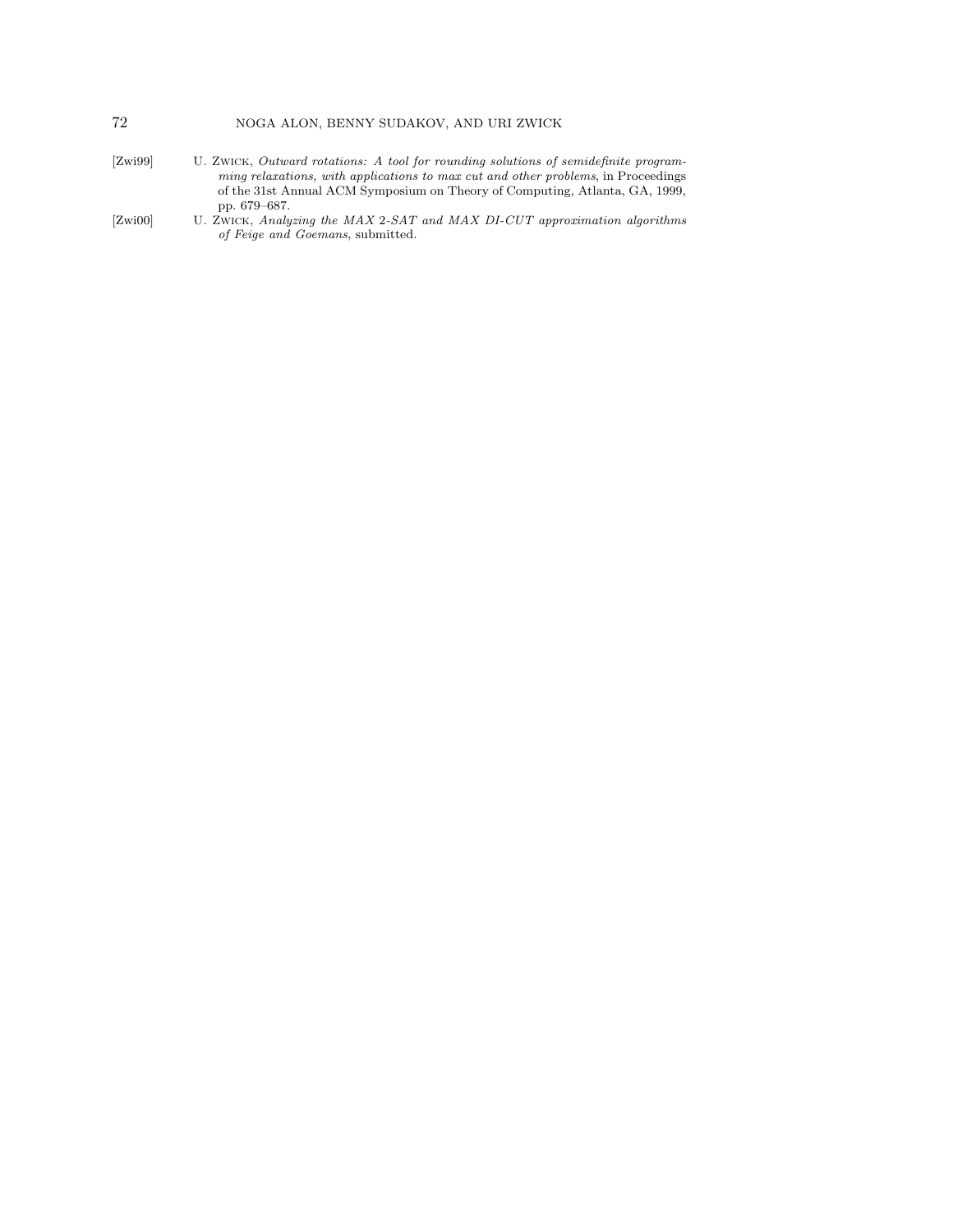[Zwi99] U. Zwick, *Outward rotations: A tool for rounding solutions of semidefinite programming relaxations, with applications to max cut and other problems*, in Proceedings of the 31st Annual ACM Symposium on Theory of Computing, Atlanta, GA, 1999, pp. 679–687.

[Zwi00] U. Zwick, *Analyzing the MAX 2-SAT and MAX DI-CUT approximation algorithms of Feige and Goemans*, submitted.